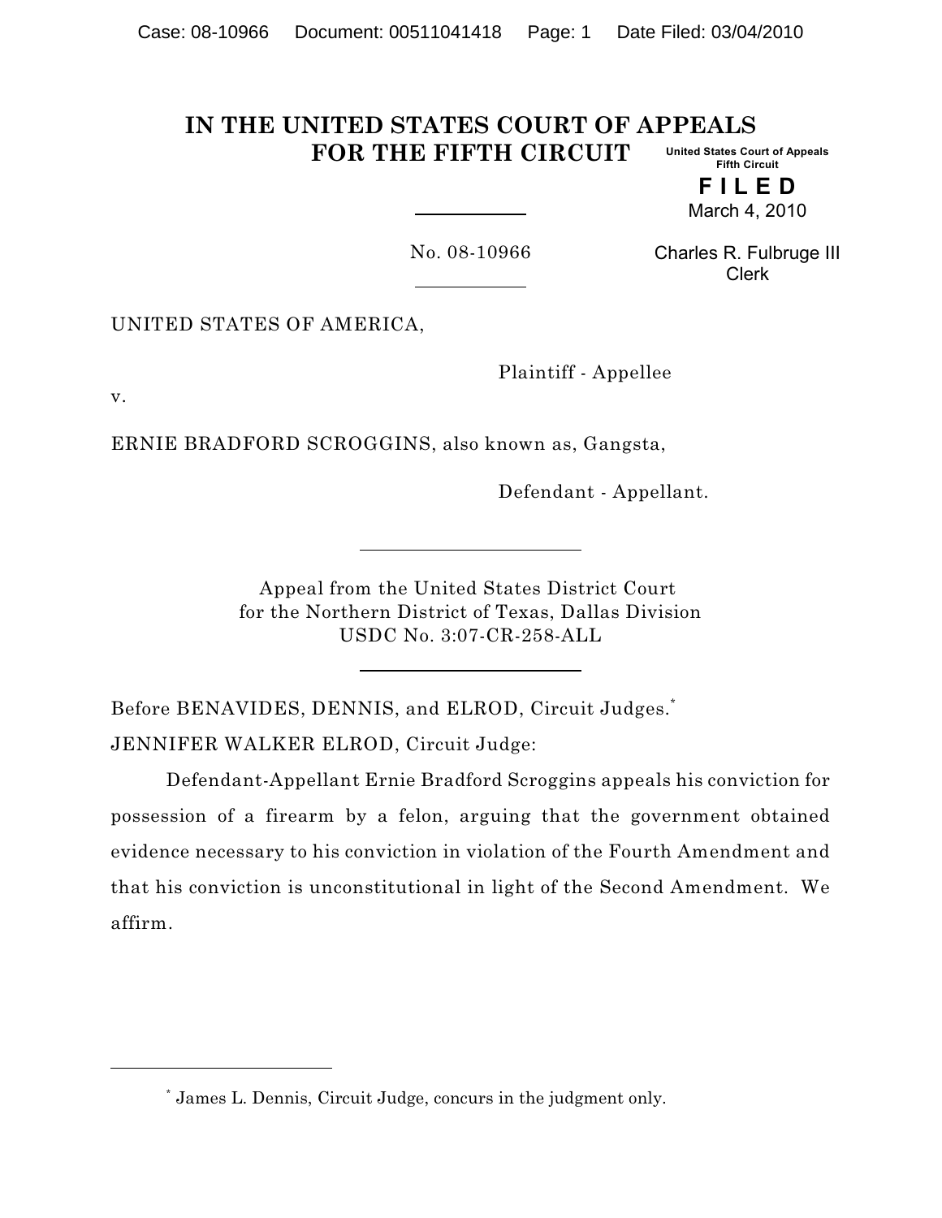# IN THE UNITED STATES COURT OF APPEALS FOR THE FIFTH CIRCUIT

United States Court of Appeals
Fifth Circuit

**F I L E D**
March 4, 2010

Charles R. Fulbruge III
Clerk

No. 08-10966

UNITED STATES OF AMERICA,

Plaintiff - Appellee

v.

ERNIE BRADFORD SCROGGINS, also known as, Gangsta,

Defendant - Appellant.

Appeal from the United States District Court
for the Northern District of Texas, Dallas Division
USDC No. 3:07-CR-258-ALL

Before BENAVIDES, DENNIS, and ELROD, Circuit Judges.[*]

JENNIFER WALKER ELROD, Circuit Judge:

Defendant-Appellant Ernie Bradford Scroggins appeals his conviction for possession of a firearm by a felon, arguing that the government obtained evidence necessary to his conviction in violation of the Fourth Amendment and that his conviction is unconstitutional in light of the Second Amendment. We affirm.

---

[*] James L. Dennis, Circuit Judge, concurs in the judgment only.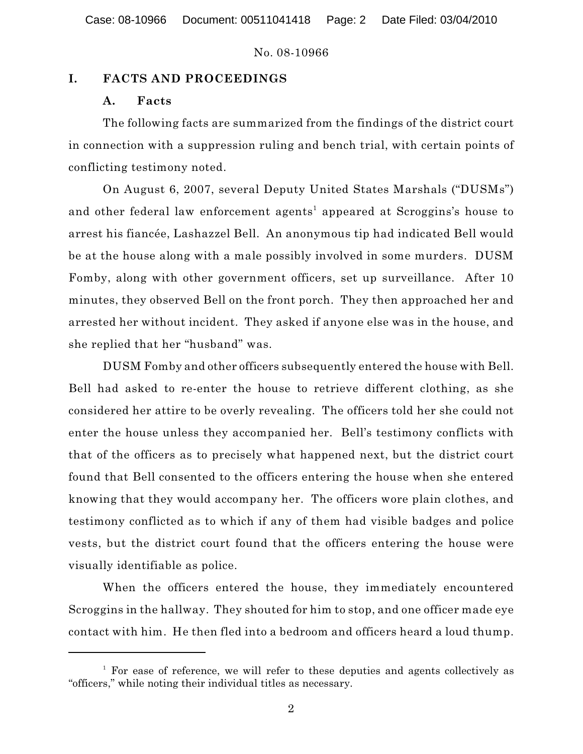## I. FACTS AND PROCEEDINGS

### A. Facts

The following facts are summarized from the findings of the district court in connection with a suppression ruling and bench trial, with certain points of conflicting testimony noted.

On August 6, 2007, several Deputy United States Marshals ("DUSMs") and other federal law enforcement agents[1] appeared at Scroggins's house to arrest his fiancée, Lashazzel Bell. An anonymous tip had indicated Bell would be at the house along with a male possibly involved in some murders. DUSM Fomby, along with other government officers, set up surveillance. After 10 minutes, they observed Bell on the front porch. They then approached her and arrested her without incident. They asked if anyone else was in the house, and she replied that her "husband" was.

DUSM Fomby and other officers subsequently entered the house with Bell. Bell had asked to re-enter the house to retrieve different clothing, as she considered her attire to be overly revealing. The officers told her she could not enter the house unless they accompanied her. Bell's testimony conflicts with that of the officers as to precisely what happened next, but the district court found that Bell consented to the officers entering the house when she entered knowing that they would accompany her. The officers wore plain clothes, and testimony conflicted as to which if any of them had visible badges and police vests, but the district court found that the officers entering the house were visually identifiable as police.

When the officers entered the house, they immediately encountered Scroggins in the hallway. They shouted for him to stop, and one officer made eye contact with him. He then fled into a bedroom and officers heard a loud thump.

[1] For ease of reference, we will refer to these deputies and agents collectively as "officers," while noting their individual titles as necessary.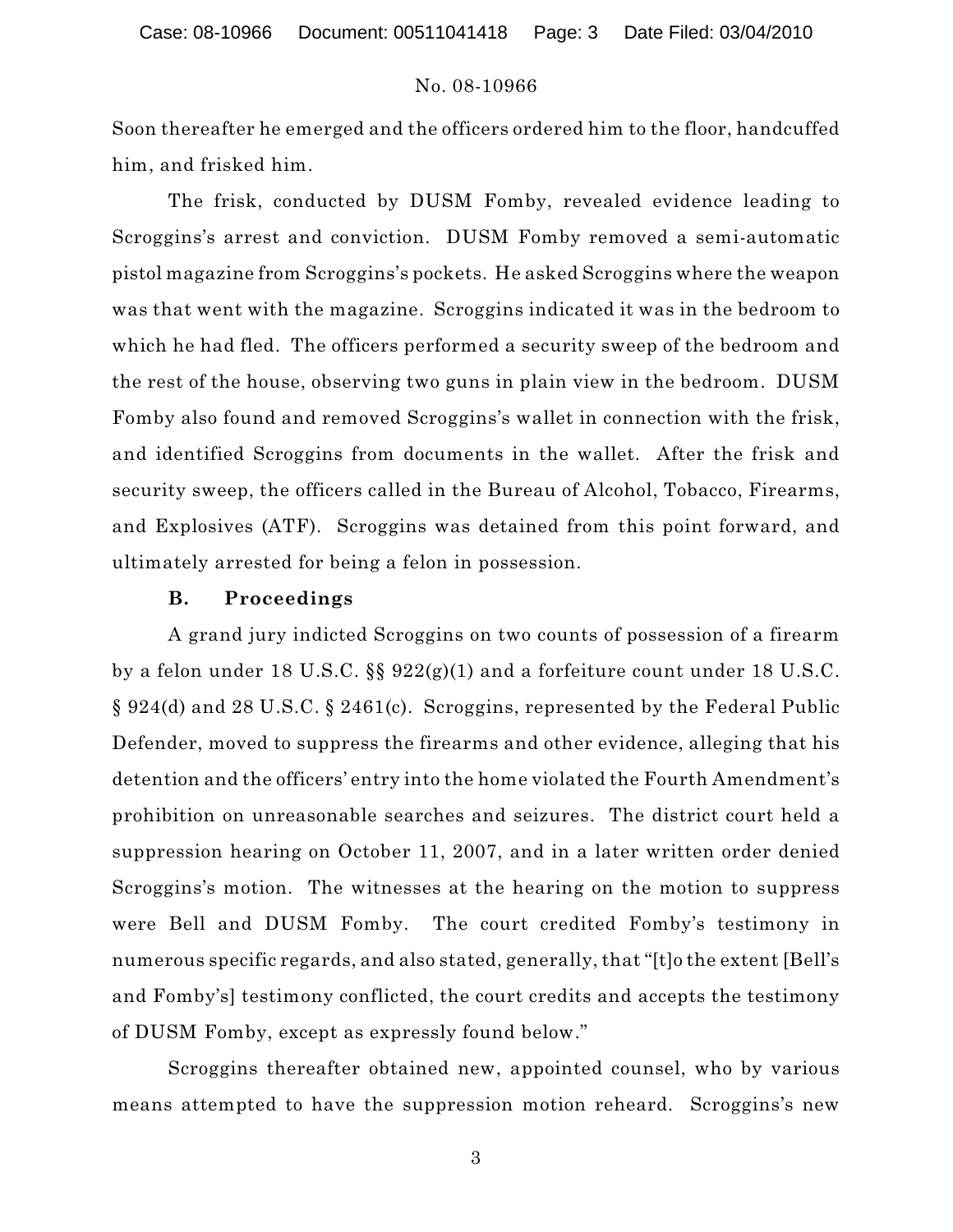Soon thereafter he emerged and the officers ordered him to the floor, handcuffed him, and frisked him.

The frisk, conducted by DUSM Fomby, revealed evidence leading to Scroggins's arrest and conviction. DUSM Fomby removed a semi-automatic pistol magazine from Scroggins's pockets. He asked Scroggins where the weapon was that went with the magazine. Scroggins indicated it was in the bedroom to which he had fled. The officers performed a security sweep of the bedroom and the rest of the house, observing two guns in plain view in the bedroom. DUSM Fomby also found and removed Scroggins's wallet in connection with the frisk, and identified Scroggins from documents in the wallet. After the frisk and security sweep, the officers called in the Bureau of Alcohol, Tobacco, Firearms, and Explosives (ATF). Scroggins was detained from this point forward, and ultimately arrested for being a felon in possession.

### B. Proceedings

A grand jury indicted Scroggins on two counts of possession of a firearm by a felon under 18 U.S.C. §§ 922(g)(1) and a forfeiture count under 18 U.S.C. § 924(d) and 28 U.S.C. § 2461(c). Scroggins, represented by the Federal Public Defender, moved to suppress the firearms and other evidence, alleging that his detention and the officers' entry into the home violated the Fourth Amendment's prohibition on unreasonable searches and seizures. The district court held a suppression hearing on October 11, 2007, and in a later written order denied Scroggins's motion. The witnesses at the hearing on the motion to suppress were Bell and DUSM Fomby. The court credited Fomby's testimony in numerous specific regards, and also stated, generally, that "[t]o the extent [Bell's and Fomby's] testimony conflicted, the court credits and accepts the testimony of DUSM Fomby, except as expressly found below."

Scroggins thereafter obtained new, appointed counsel, who by various means attempted to have the suppression motion reheard. Scroggins's new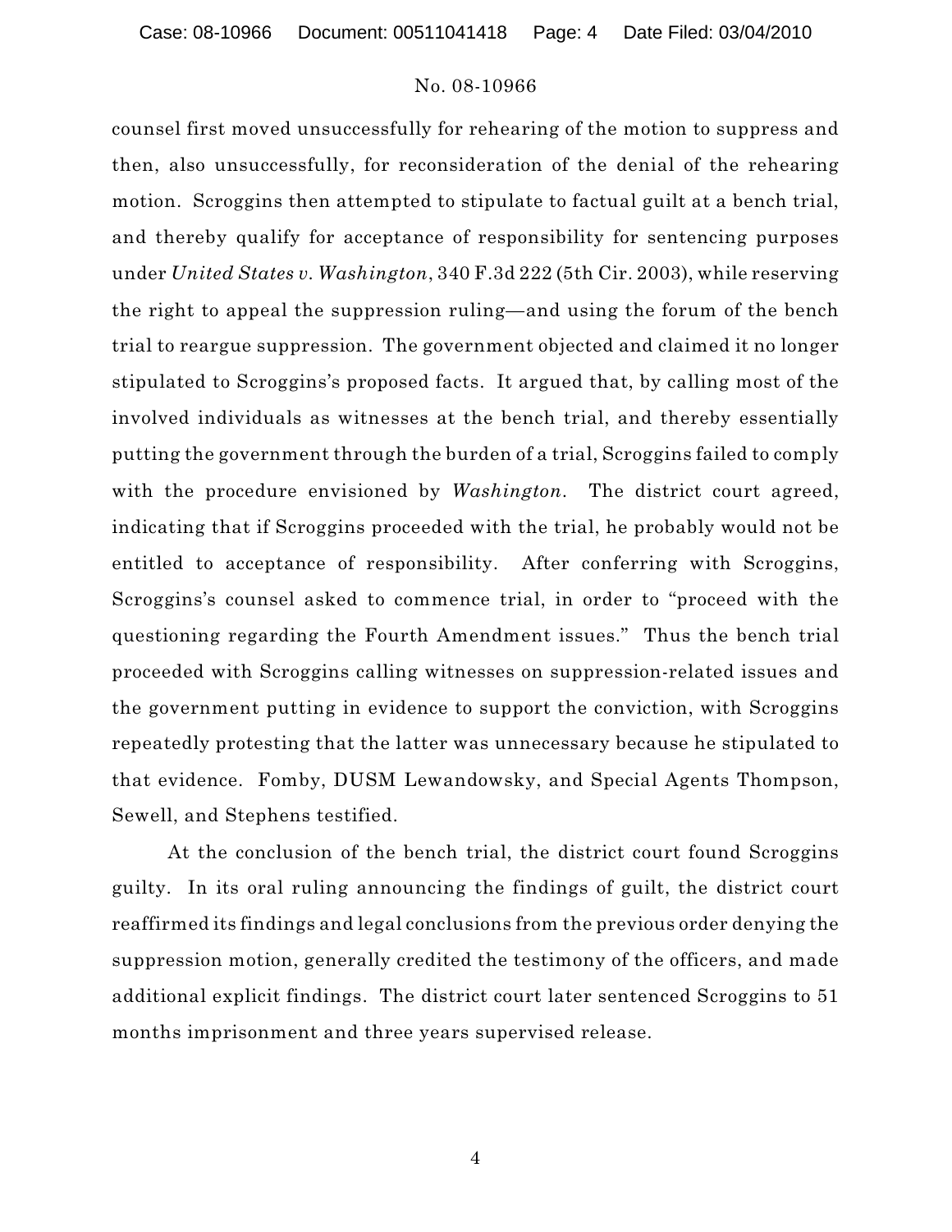counsel first moved unsuccessfully for rehearing of the motion to suppress and then, also unsuccessfully, for reconsideration of the denial of the rehearing motion. Scroggins then attempted to stipulate to factual guilt at a bench trial, and thereby qualify for acceptance of responsibility for sentencing purposes under *United States v. Washington*, 340 F.3d 222 (5th Cir. 2003), while reserving the right to appeal the suppression ruling—and using the forum of the bench trial to reargue suppression. The government objected and claimed it no longer stipulated to Scroggins's proposed facts. It argued that, by calling most of the involved individuals as witnesses at the bench trial, and thereby essentially putting the government through the burden of a trial, Scroggins failed to comply with the procedure envisioned by *Washington*. The district court agreed, indicating that if Scroggins proceeded with the trial, he probably would not be entitled to acceptance of responsibility. After conferring with Scroggins, Scroggins's counsel asked to commence trial, in order to "proceed with the questioning regarding the Fourth Amendment issues." Thus the bench trial proceeded with Scroggins calling witnesses on suppression-related issues and the government putting in evidence to support the conviction, with Scroggins repeatedly protesting that the latter was unnecessary because he stipulated to that evidence. Fomby, DUSM Lewandowsky, and Special Agents Thompson, Sewell, and Stephens testified.

At the conclusion of the bench trial, the district court found Scroggins guilty. In its oral ruling announcing the findings of guilt, the district court reaffirmed its findings and legal conclusions from the previous order denying the suppression motion, generally credited the testimony of the officers, and made additional explicit findings. The district court later sentenced Scroggins to 51 months imprisonment and three years supervised release.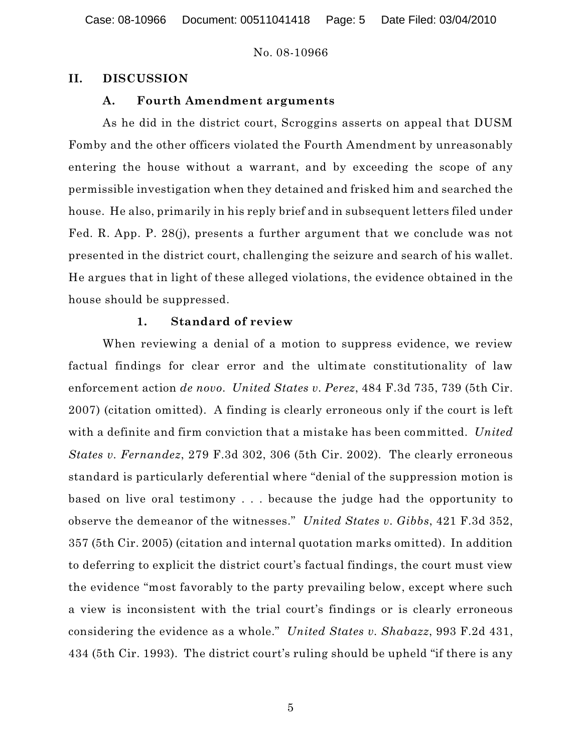## II. DISCUSSION

### A. Fourth Amendment arguments

As he did in the district court, Scroggins asserts on appeal that DUSM Fomby and the other officers violated the Fourth Amendment by unreasonably entering the house without a warrant, and by exceeding the scope of any permissible investigation when they detained and frisked him and searched the house. He also, primarily in his reply brief and in subsequent letters filed under Fed. R. App. P. 28(j), presents a further argument that we conclude was not presented in the district court, challenging the seizure and search of his wallet. He argues that in light of these alleged violations, the evidence obtained in the house should be suppressed.

#### 1. Standard of review

When reviewing a denial of a motion to suppress evidence, we review factual findings for clear error and the ultimate constitutionality of law enforcement action *de novo*. *United States v. Perez*, 484 F.3d 735, 739 (5th Cir. 2007) (citation omitted). A finding is clearly erroneous only if the court is left with a definite and firm conviction that a mistake has been committed. *United States v. Fernandez*, 279 F.3d 302, 306 (5th Cir. 2002). The clearly erroneous standard is particularly deferential where "denial of the suppression motion is based on live oral testimony . . . because the judge had the opportunity to observe the demeanor of the witnesses." *United States v. Gibbs*, 421 F.3d 352, 357 (5th Cir. 2005) (citation and internal quotation marks omitted). In addition to deferring to explicit the district court's factual findings, the court must view the evidence "most favorably to the party prevailing below, except where such a view is inconsistent with the trial court's findings or is clearly erroneous considering the evidence as a whole." *United States v. Shabazz*, 993 F.2d 431, 434 (5th Cir. 1993). The district court's ruling should be upheld "if there is any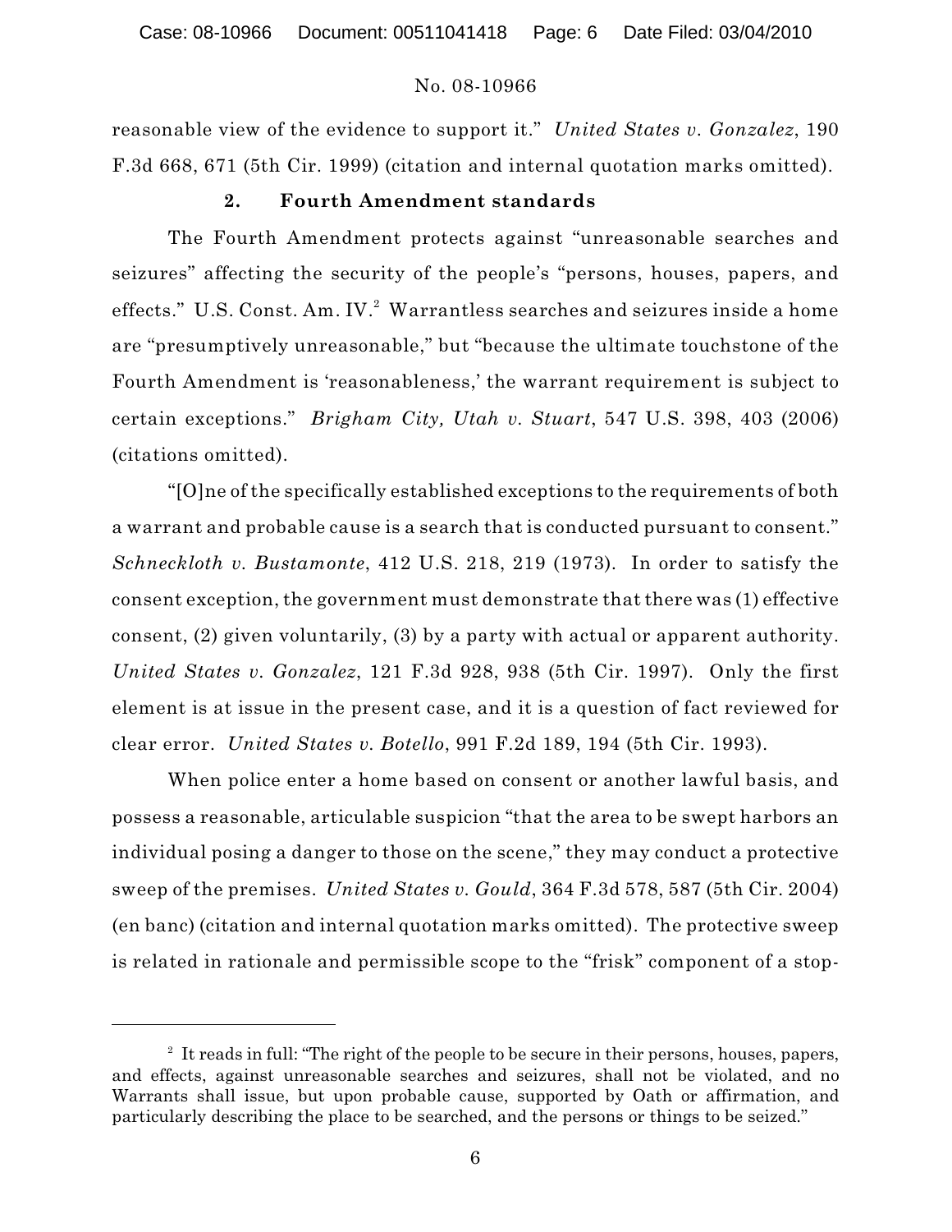reasonable view of the evidence to support it." *United States v. Gonzalez*, 190 F.3d 668, 671 (5th Cir. 1999) (citation and internal quotation marks omitted).

### 2. Fourth Amendment standards

The Fourth Amendment protects against "unreasonable searches and seizures" affecting the security of the people's "persons, houses, papers, and effects." U.S. Const. Am. IV.[2] Warrantless searches and seizures inside a home are "presumptively unreasonable," but "because the ultimate touchstone of the Fourth Amendment is 'reasonableness,' the warrant requirement is subject to certain exceptions." *Brigham City, Utah v. Stuart*, 547 U.S. 398, 403 (2006) (citations omitted).

"[O]ne of the specifically established exceptions to the requirements of both a warrant and probable cause is a search that is conducted pursuant to consent." *Schneckloth v. Bustamonte*, 412 U.S. 218, 219 (1973). In order to satisfy the consent exception, the government must demonstrate that there was (1) effective consent, (2) given voluntarily, (3) by a party with actual or apparent authority. *United States v. Gonzalez*, 121 F.3d 928, 938 (5th Cir. 1997). Only the first element is at issue in the present case, and it is a question of fact reviewed for clear error. *United States v. Botello*, 991 F.2d 189, 194 (5th Cir. 1993).

When police enter a home based on consent or another lawful basis, and possess a reasonable, articulable suspicion "that the area to be swept harbors an individual posing a danger to those on the scene," they may conduct a protective sweep of the premises. *United States v. Gould*, 364 F.3d 578, 587 (5th Cir. 2004) (en banc) (citation and internal quotation marks omitted). The protective sweep is related in rationale and permissible scope to the "frisk" component of a stop-

---

[2] It reads in full: "The right of the people to be secure in their persons, houses, papers, and effects, against unreasonable searches and seizures, shall not be violated, and no Warrants shall issue, but upon probable cause, supported by Oath or affirmation, and particularly describing the place to be searched, and the persons or things to be seized."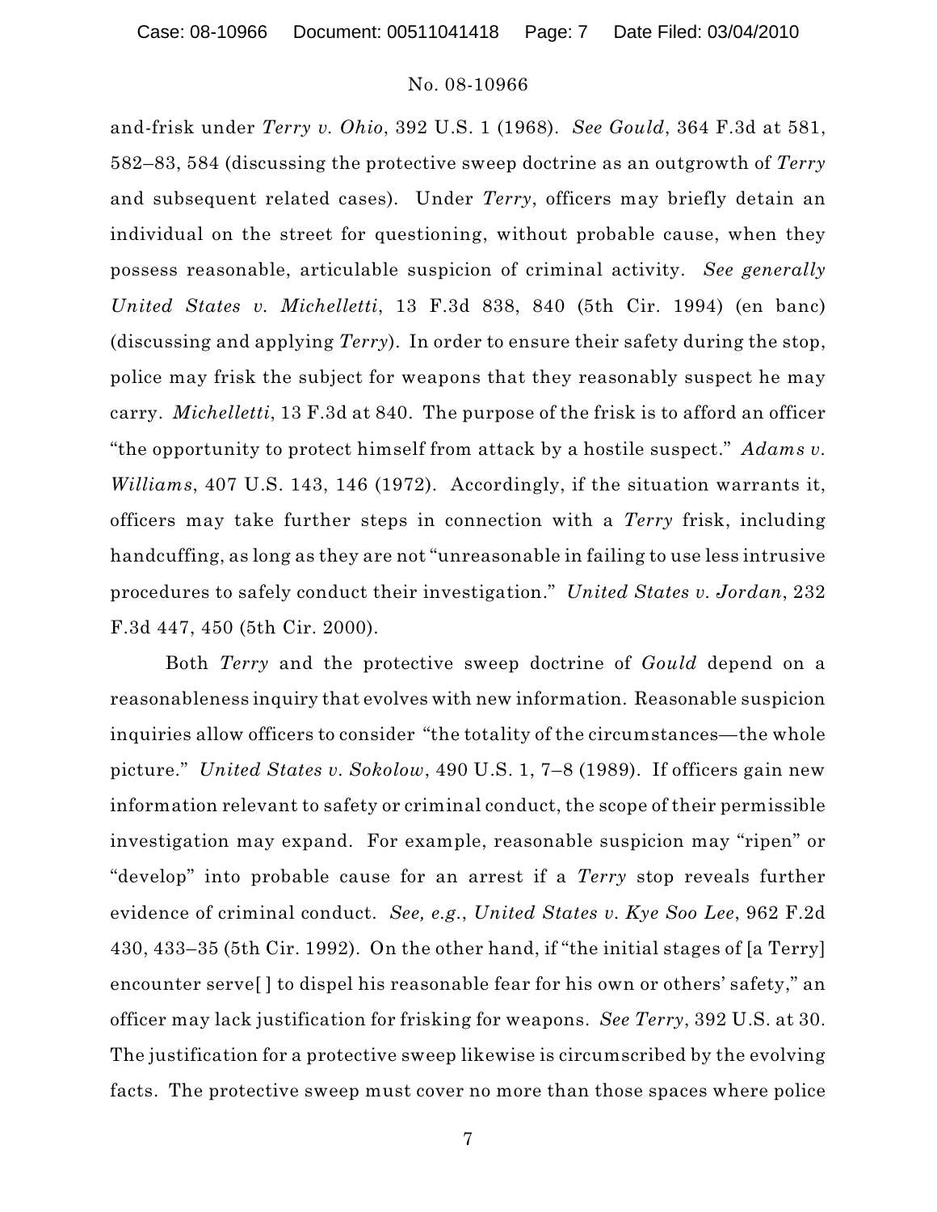and-frisk under *Terry v. Ohio*, 392 U.S. 1 (1968). *See Gould*, 364 F.3d at 581, 582–83, 584 (discussing the protective sweep doctrine as an outgrowth of *Terry* and subsequent related cases). Under *Terry*, officers may briefly detain an individual on the street for questioning, without probable cause, when they possess reasonable, articulable suspicion of criminal activity. *See generally United States v. Michelletti*, 13 F.3d 838, 840 (5th Cir. 1994) (en banc) (discussing and applying *Terry*). In order to ensure their safety during the stop, police may frisk the subject for weapons that they reasonably suspect he may carry. *Michelletti*, 13 F.3d at 840. The purpose of the frisk is to afford an officer "the opportunity to protect himself from attack by a hostile suspect." *Adams v. Williams*, 407 U.S. 143, 146 (1972). Accordingly, if the situation warrants it, officers may take further steps in connection with a *Terry* frisk, including handcuffing, as long as they are not "unreasonable in failing to use less intrusive procedures to safely conduct their investigation." *United States v. Jordan*, 232 F.3d 447, 450 (5th Cir. 2000).

Both *Terry* and the protective sweep doctrine of *Gould* depend on a reasonableness inquiry that evolves with new information. Reasonable suspicion inquiries allow officers to consider "the totality of the circumstances—the whole picture." *United States v. Sokolow*, 490 U.S. 1, 7–8 (1989). If officers gain new information relevant to safety or criminal conduct, the scope of their permissible investigation may expand. For example, reasonable suspicion may "ripen" or "develop" into probable cause for an arrest if a *Terry* stop reveals further evidence of criminal conduct. *See, e.g.*, *United States v. Kye Soo Lee*, 962 F.2d 430, 433–35 (5th Cir. 1992). On the other hand, if "the initial stages of [a Terry] encounter serve[ ] to dispel his reasonable fear for his own or others' safety," an officer may lack justification for frisking for weapons. *See Terry*, 392 U.S. at 30. The justification for a protective sweep likewise is circumscribed by the evolving facts. The protective sweep must cover no more than those spaces where police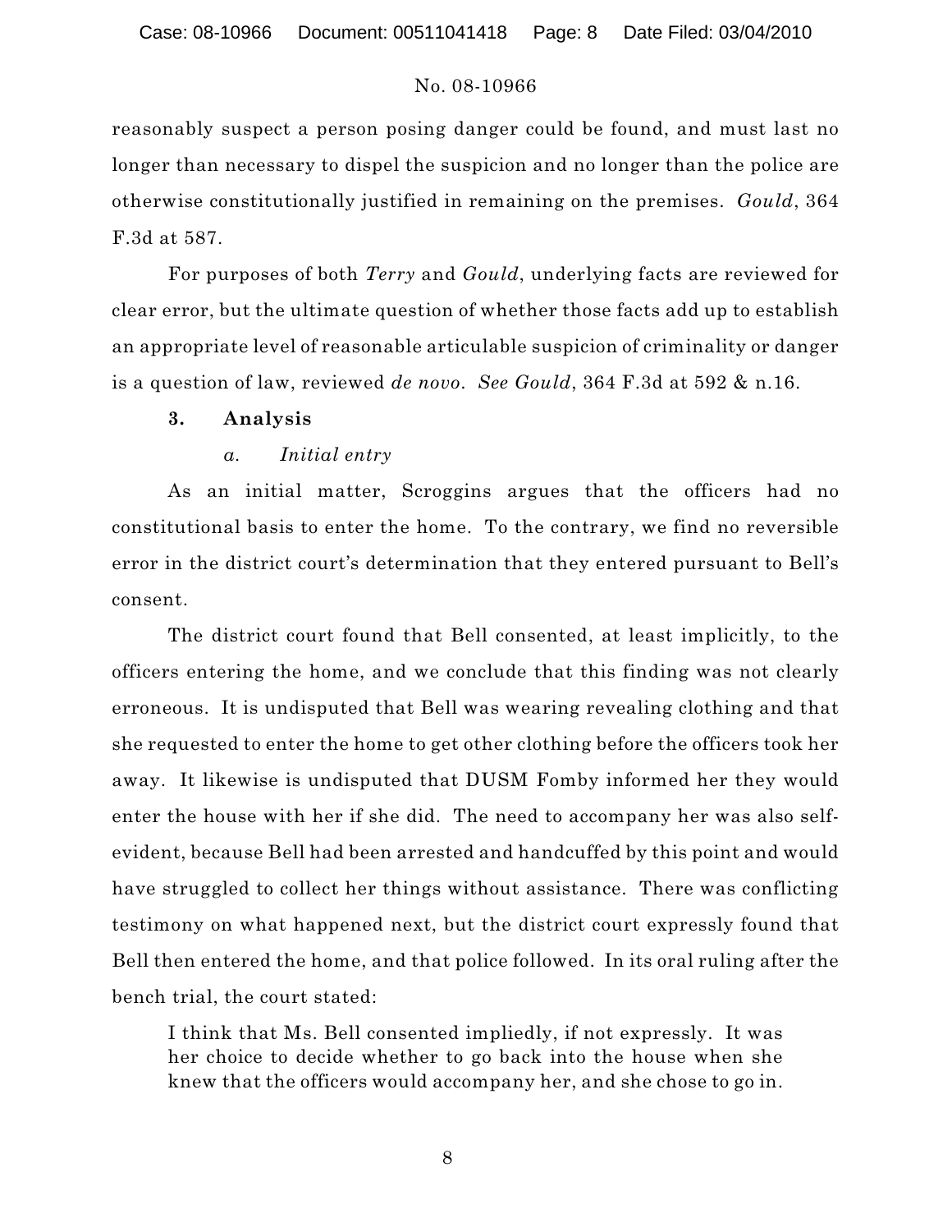reasonably suspect a person posing danger could be found, and must last no longer than necessary to dispel the suspicion and no longer than the police are otherwise constitutionally justified in remaining on the premises. *Gould*, 364 F.3d at 587.

For purposes of both *Terry* and *Gould*, underlying facts are reviewed for clear error, but the ultimate question of whether those facts add up to establish an appropriate level of reasonable articulable suspicion of criminality or danger is a question of law, reviewed *de novo*. *See Gould*, 364 F.3d at 592 & n.16.

### 3. Analysis

#### *a. Initial entry*

As an initial matter, Scroggins argues that the officers had no constitutional basis to enter the home. To the contrary, we find no reversible error in the district court's determination that they entered pursuant to Bell's consent.

The district court found that Bell consented, at least implicitly, to the officers entering the home, and we conclude that this finding was not clearly erroneous. It is undisputed that Bell was wearing revealing clothing and that she requested to enter the home to get other clothing before the officers took her away. It likewise is undisputed that DUSM Fomby informed her they would enter the house with her if she did. The need to accompany her was also self-evident, because Bell had been arrested and handcuffed by this point and would have struggled to collect her things without assistance. There was conflicting testimony on what happened next, but the district court expressly found that Bell then entered the home, and that police followed. In its oral ruling after the bench trial, the court stated:

> I think that Ms. Bell consented impliedly, if not expressly. It was her choice to decide whether to go back into the house when she knew that the officers would accompany her, and she chose to go in.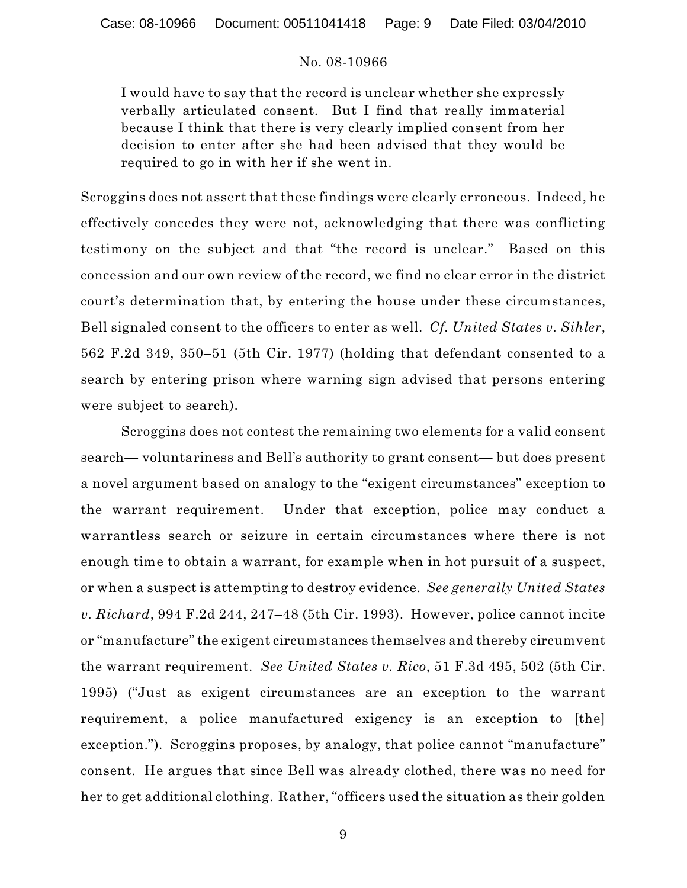> I would have to say that the record is unclear whether she expressly verbally articulated consent. But I find that really immaterial because I think that there is very clearly implied consent from her decision to enter after she had been advised that they would be required to go in with her if she went in.

Scroggins does not assert that these findings were clearly erroneous. Indeed, he effectively concedes they were not, acknowledging that there was conflicting testimony on the subject and that "the record is unclear." Based on this concession and our own review of the record, we find no clear error in the district court's determination that, by entering the house under these circumstances, Bell signaled consent to the officers to enter as well. *Cf. United States v. Sihler*, 562 F.2d 349, 350–51 (5th Cir. 1977) (holding that defendant consented to a search by entering prison where warning sign advised that persons entering were subject to search).

Scroggins does not contest the remaining two elements for a valid consent search— voluntariness and Bell's authority to grant consent— but does present a novel argument based on analogy to the "exigent circumstances" exception to the warrant requirement. Under that exception, police may conduct a warrantless search or seizure in certain circumstances where there is not enough time to obtain a warrant, for example when in hot pursuit of a suspect, or when a suspect is attempting to destroy evidence. *See generally United States v. Richard*, 994 F.2d 244, 247–48 (5th Cir. 1993). However, police cannot incite or "manufacture" the exigent circumstances themselves and thereby circumvent the warrant requirement. *See United States v. Rico*, 51 F.3d 495, 502 (5th Cir. 1995) ("Just as exigent circumstances are an exception to the warrant requirement, a police manufactured exigency is an exception to [the] exception."). Scroggins proposes, by analogy, that police cannot "manufacture" consent. He argues that since Bell was already clothed, there was no need for her to get additional clothing. Rather, "officers used the situation as their golden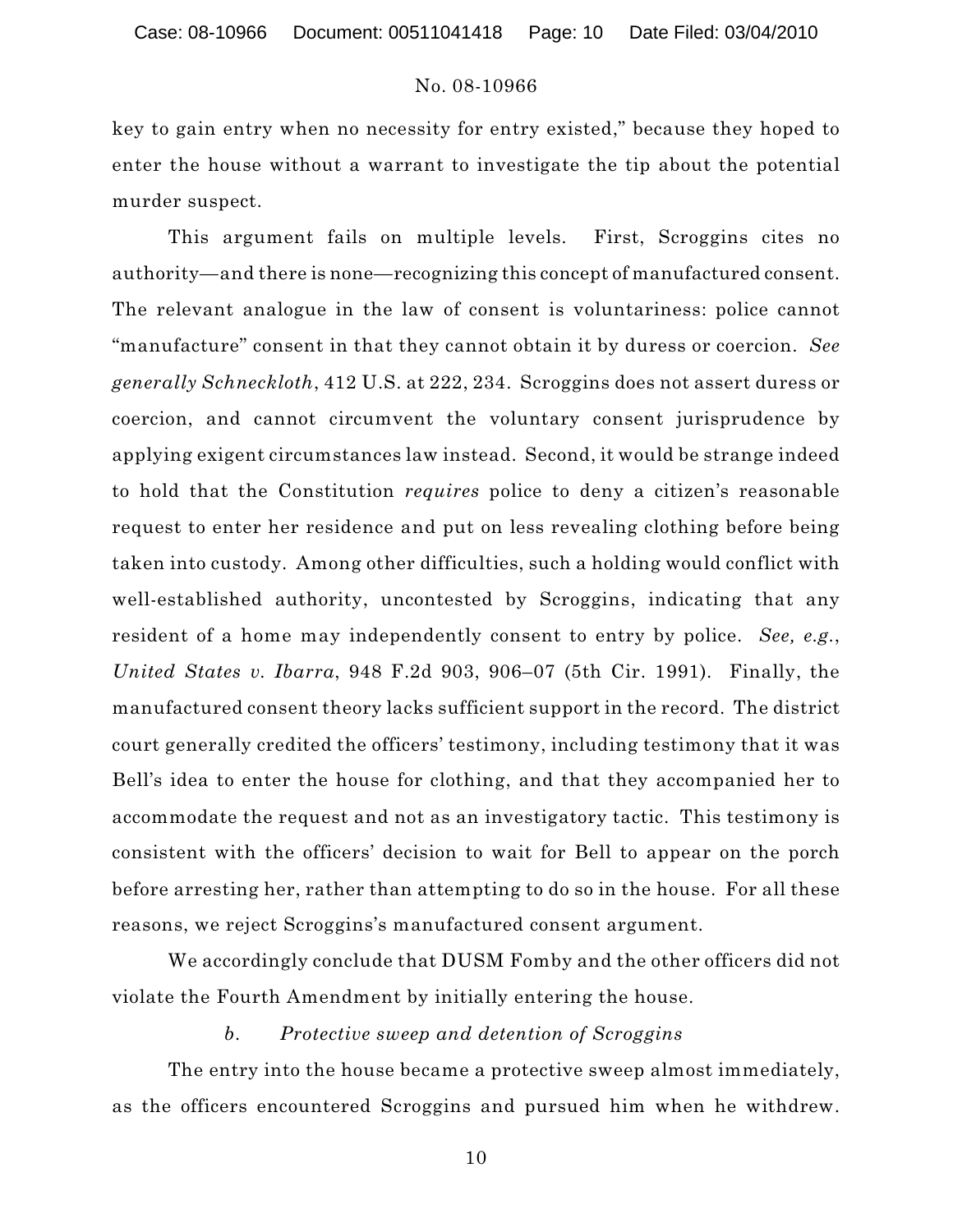key to gain entry when no necessity for entry existed," because they hoped to enter the house without a warrant to investigate the tip about the potential murder suspect.

This argument fails on multiple levels. First, Scroggins cites no authority—and there is none—recognizing this concept of manufactured consent. The relevant analogue in the law of consent is voluntariness: police cannot "manufacture" consent in that they cannot obtain it by duress or coercion. *See generally Schneckloth*, 412 U.S. at 222, 234. Scroggins does not assert duress or coercion, and cannot circumvent the voluntary consent jurisprudence by applying exigent circumstances law instead. Second, it would be strange indeed to hold that the Constitution *requires* police to deny a citizen's reasonable request to enter her residence and put on less revealing clothing before being taken into custody. Among other difficulties, such a holding would conflict with well-established authority, uncontested by Scroggins, indicating that any resident of a home may independently consent to entry by police. *See, e.g.*, *United States v. Ibarra*, 948 F.2d 903, 906–07 (5th Cir. 1991). Finally, the manufactured consent theory lacks sufficient support in the record. The district court generally credited the officers' testimony, including testimony that it was Bell's idea to enter the house for clothing, and that they accompanied her to accommodate the request and not as an investigatory tactic. This testimony is consistent with the officers' decision to wait for Bell to appear on the porch before arresting her, rather than attempting to do so in the house. For all these reasons, we reject Scroggins's manufactured consent argument.

We accordingly conclude that DUSM Fomby and the other officers did not violate the Fourth Amendment by initially entering the house.

*b. Protective sweep and detention of Scroggins*

The entry into the house became a protective sweep almost immediately, as the officers encountered Scroggins and pursued him when he withdrew.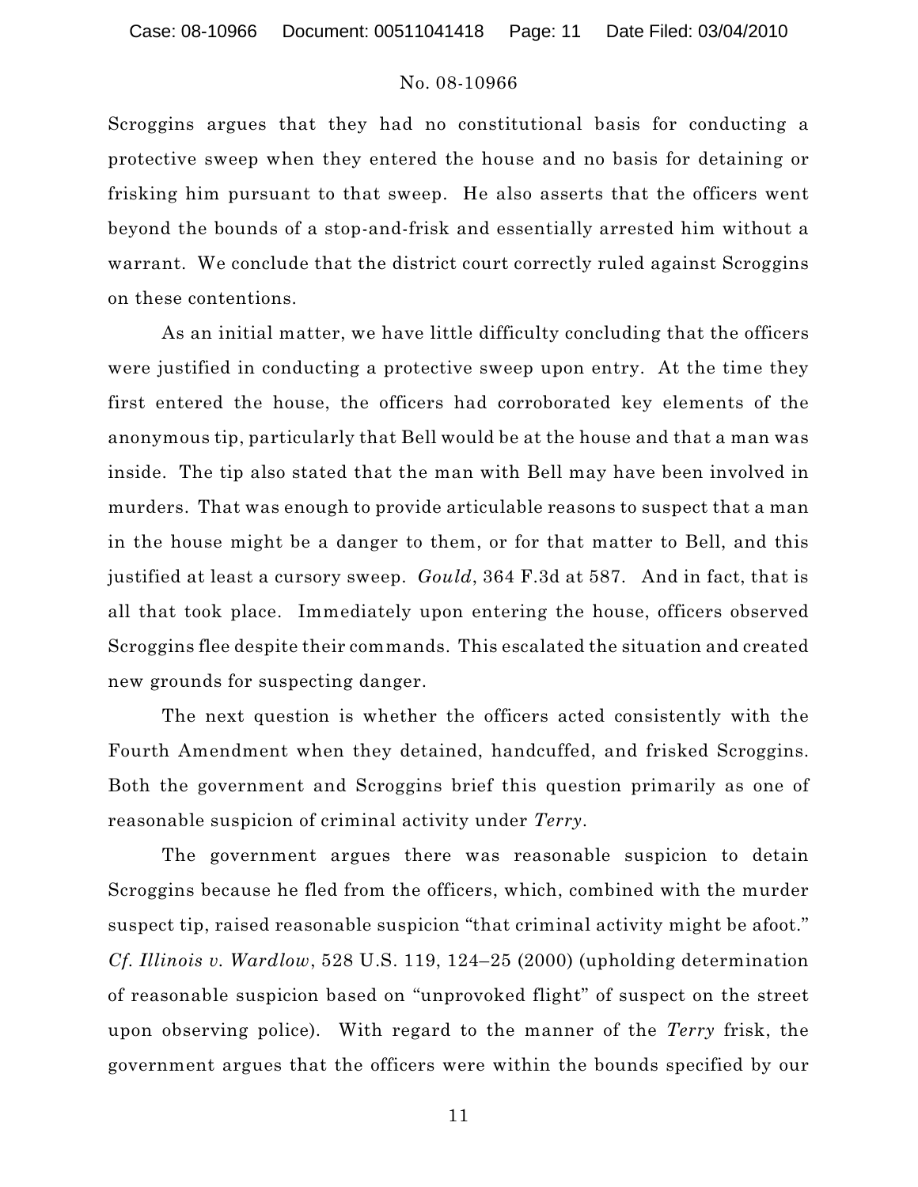Scroggins argues that they had no constitutional basis for conducting a protective sweep when they entered the house and no basis for detaining or frisking him pursuant to that sweep. He also asserts that the officers went beyond the bounds of a stop-and-frisk and essentially arrested him without a warrant. We conclude that the district court correctly ruled against Scroggins on these contentions.

As an initial matter, we have little difficulty concluding that the officers were justified in conducting a protective sweep upon entry. At the time they first entered the house, the officers had corroborated key elements of the anonymous tip, particularly that Bell would be at the house and that a man was inside. The tip also stated that the man with Bell may have been involved in murders. That was enough to provide articulable reasons to suspect that a man in the house might be a danger to them, or for that matter to Bell, and this justified at least a cursory sweep. *Gould*, 364 F.3d at 587. And in fact, that is all that took place. Immediately upon entering the house, officers observed Scroggins flee despite their commands. This escalated the situation and created new grounds for suspecting danger.

The next question is whether the officers acted consistently with the Fourth Amendment when they detained, handcuffed, and frisked Scroggins. Both the government and Scroggins brief this question primarily as one of reasonable suspicion of criminal activity under *Terry*.

The government argues there was reasonable suspicion to detain Scroggins because he fled from the officers, which, combined with the murder suspect tip, raised reasonable suspicion "that criminal activity might be afoot." *Cf. Illinois v. Wardlow*, 528 U.S. 119, 124–25 (2000) (upholding determination of reasonable suspicion based on "unprovoked flight" of suspect on the street upon observing police). With regard to the manner of the *Terry* frisk, the government argues that the officers were within the bounds specified by our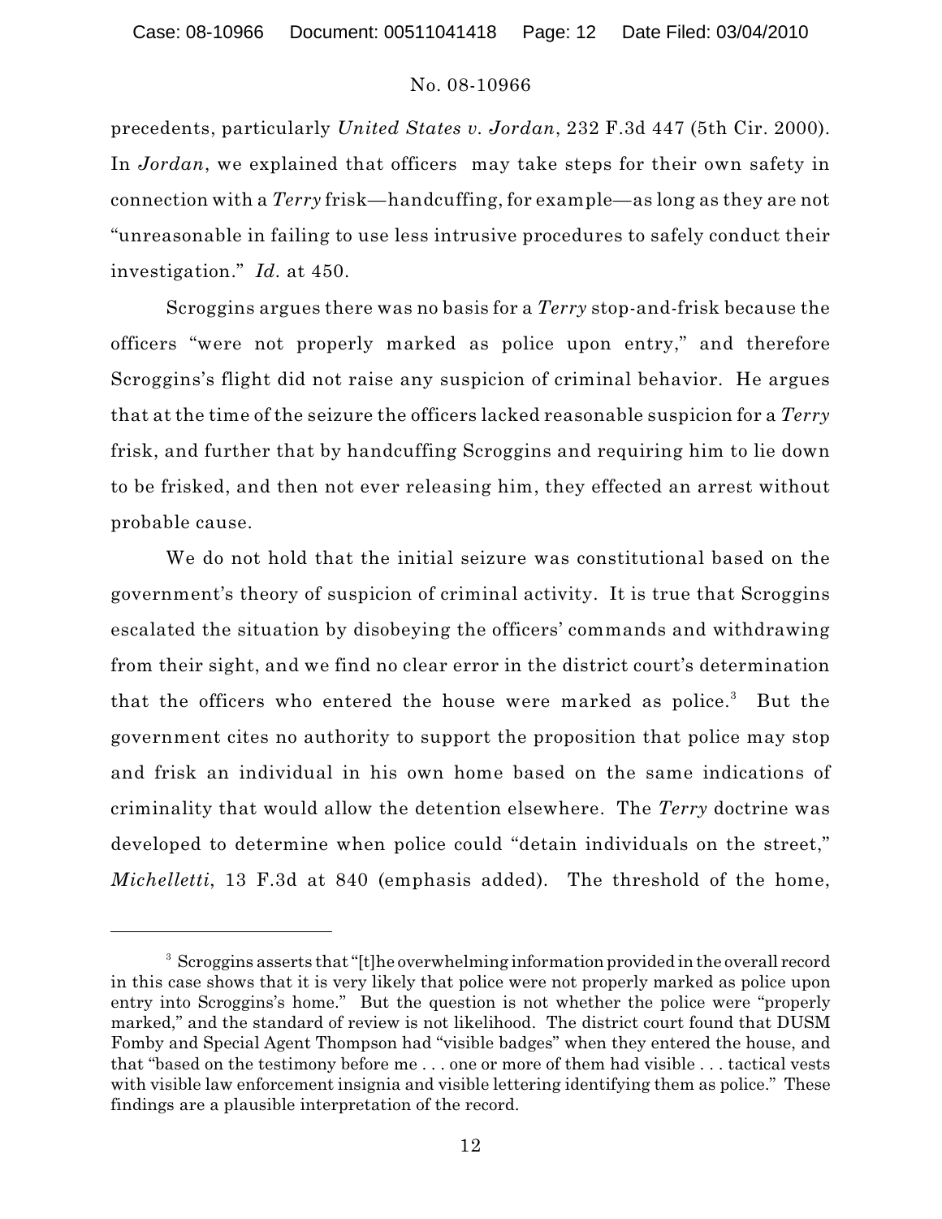precedents, particularly *United States v. Jordan*, 232 F.3d 447 (5th Cir. 2000). In *Jordan*, we explained that officers may take steps for their own safety in connection with a *Terry* frisk—handcuffing, for example—as long as they are not "unreasonable in failing to use less intrusive procedures to safely conduct their investigation." *Id.* at 450.

Scroggins argues there was no basis for a *Terry* stop-and-frisk because the officers "were not properly marked as police upon entry," and therefore Scroggins's flight did not raise any suspicion of criminal behavior. He argues that at the time of the seizure the officers lacked reasonable suspicion for a *Terry* frisk, and further that by handcuffing Scroggins and requiring him to lie down to be frisked, and then not ever releasing him, they effected an arrest without probable cause.

We do not hold that the initial seizure was constitutional based on the government's theory of suspicion of criminal activity. It is true that Scroggins escalated the situation by disobeying the officers' commands and withdrawing from their sight, and we find no clear error in the district court's determination that the officers who entered the house were marked as police.[3] But the government cites no authority to support the proposition that police may stop and frisk an individual in his own home based on the same indications of criminality that would allow the detention elsewhere. The *Terry* doctrine was developed to determine when police could "detain individuals on the street," *Michelletti*, 13 F.3d at 840 (emphasis added). The threshold of the home,

[3] Scroggins asserts that "[t]he overwhelming information provided in the overall record in this case shows that it is very likely that police were not properly marked as police upon entry into Scroggins's home." But the question is not whether the police were "properly marked," and the standard of review is not likelihood. The district court found that DUSM Fomby and Special Agent Thompson had "visible badges" when they entered the house, and that "based on the testimony before me . . . one or more of them had visible . . . tactical vests with visible law enforcement insignia and visible lettering identifying them as police." These findings are a plausible interpretation of the record.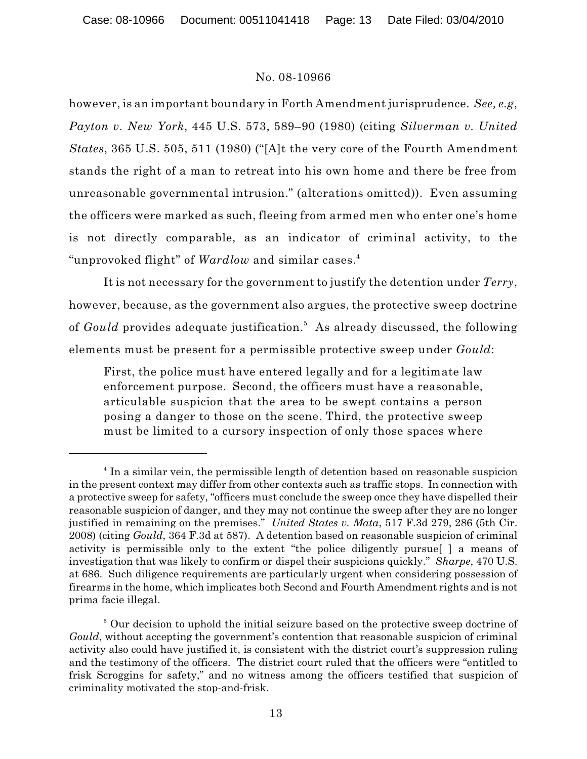however, is an important boundary in Forth Amendment jurisprudence. *See, e.g*, *Payton v. New York*, 445 U.S. 573, 589–90 (1980) (citing *Silverman v. United States*, 365 U.S. 505, 511 (1980) ("[A]t the very core of the Fourth Amendment stands the right of a man to retreat into his own home and there be free from unreasonable governmental intrusion." (alterations omitted)). Even assuming the officers were marked as such, fleeing from armed men who enter one's home is not directly comparable, as an indicator of criminal activity, to the "unprovoked flight" of *Wardlow* and similar cases.[4]

It is not necessary for the government to justify the detention under *Terry*, however, because, as the government also argues, the protective sweep doctrine of *Gould* provides adequate justification.[5] As already discussed, the following elements must be present for a permissible protective sweep under *Gould*:

> First, the police must have entered legally and for a legitimate law enforcement purpose. Second, the officers must have a reasonable, articulable suspicion that the area to be swept contains a person posing a danger to those on the scene. Third, the protective sweep must be limited to a cursory inspection of only those spaces where

---

[4] In a similar vein, the permissible length of detention based on reasonable suspicion in the present context may differ from other contexts such as traffic stops. In connection with a protective sweep for safety, "officers must conclude the sweep once they have dispelled their reasonable suspicion of danger, and they may not continue the sweep after they are no longer justified in remaining on the premises." *United States v. Mata*, 517 F.3d 279, 286 (5th Cir. 2008) (citing *Gould*, 364 F.3d at 587). A detention based on reasonable suspicion of criminal activity is permissible only to the extent "the police diligently pursue[ ] a means of investigation that was likely to confirm or dispel their suspicions quickly." *Sharpe*, 470 U.S. at 686. Such diligence requirements are particularly urgent when considering possession of firearms in the home, which implicates both Second and Fourth Amendment rights and is not prima facie illegal.

[5] Our decision to uphold the initial seizure based on the protective sweep doctrine of *Gould*, without accepting the government's contention that reasonable suspicion of criminal activity also could have justified it, is consistent with the district court's suppression ruling and the testimony of the officers. The district court ruled that the officers were "entitled to frisk Scroggins for safety," and no witness among the officers testified that suspicion of criminality motivated the stop-and-frisk.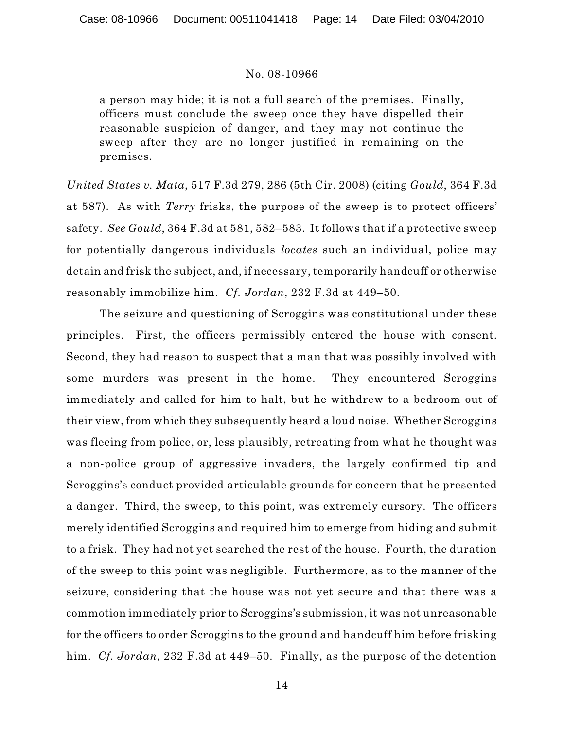> a person may hide; it is not a full search of the premises. Finally, officers must conclude the sweep once they have dispelled their reasonable suspicion of danger, and they may not continue the sweep after they are no longer justified in remaining on the premises.

*United States v. Mata*, 517 F.3d 279, 286 (5th Cir. 2008) (citing *Gould*, 364 F.3d at 587). As with *Terry* frisks, the purpose of the sweep is to protect officers' safety. *See Gould*, 364 F.3d at 581, 582–583. It follows that if a protective sweep for potentially dangerous individuals *locates* such an individual, police may detain and frisk the subject, and, if necessary, temporarily handcuff or otherwise reasonably immobilize him. *Cf. Jordan*, 232 F.3d at 449–50.

The seizure and questioning of Scroggins was constitutional under these principles. First, the officers permissibly entered the house with consent. Second, they had reason to suspect that a man that was possibly involved with some murders was present in the home. They encountered Scroggins immediately and called for him to halt, but he withdrew to a bedroom out of their view, from which they subsequently heard a loud noise. Whether Scroggins was fleeing from police, or, less plausibly, retreating from what he thought was a non-police group of aggressive invaders, the largely confirmed tip and Scroggins's conduct provided articulable grounds for concern that he presented a danger. Third, the sweep, to this point, was extremely cursory. The officers merely identified Scroggins and required him to emerge from hiding and submit to a frisk. They had not yet searched the rest of the house. Fourth, the duration of the sweep to this point was negligible. Furthermore, as to the manner of the seizure, considering that the house was not yet secure and that there was a commotion immediately prior to Scroggins's submission, it was not unreasonable for the officers to order Scroggins to the ground and handcuff him before frisking him. *Cf. Jordan*, 232 F.3d at 449–50. Finally, as the purpose of the detention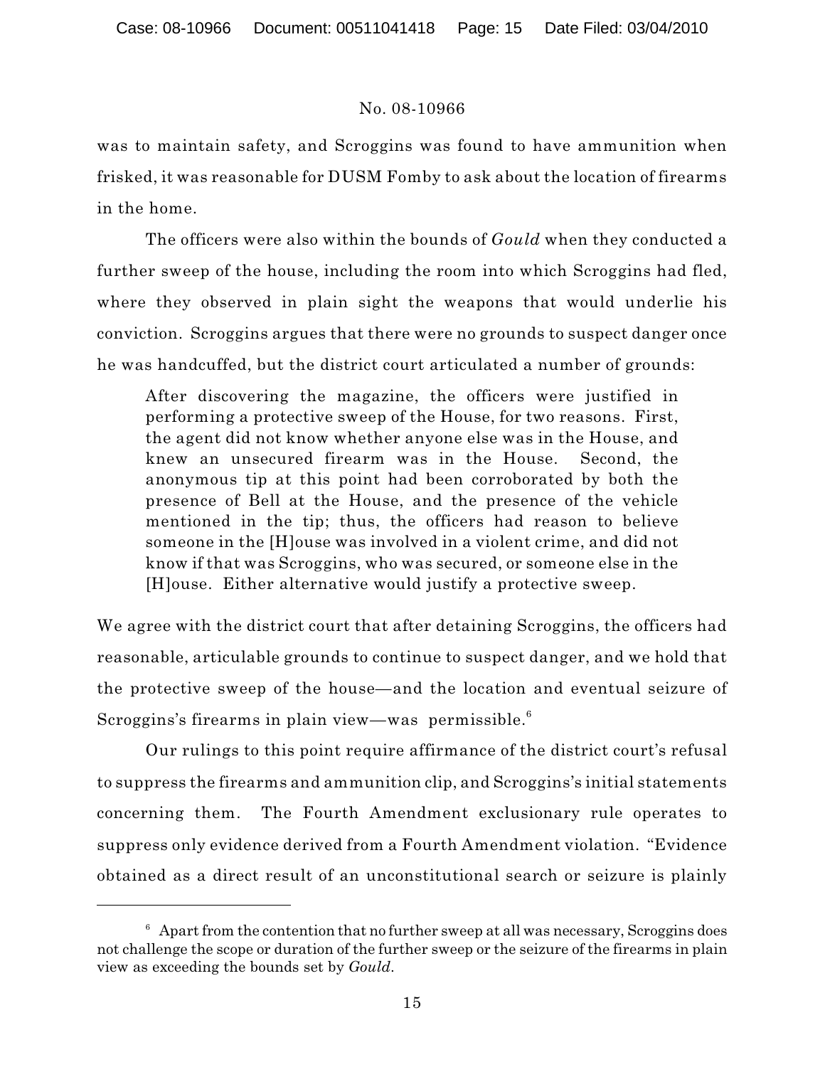was to maintain safety, and Scroggins was found to have ammunition when frisked, it was reasonable for DUSM Fomby to ask about the location of firearms in the home.

The officers were also within the bounds of *Gould* when they conducted a further sweep of the house, including the room into which Scroggins had fled, where they observed in plain sight the weapons that would underlie his conviction. Scroggins argues that there were no grounds to suspect danger once he was handcuffed, but the district court articulated a number of grounds:

> After discovering the magazine, the officers were justified in performing a protective sweep of the House, for two reasons. First, the agent did not know whether anyone else was in the House, and knew an unsecured firearm was in the House. Second, the anonymous tip at this point had been corroborated by both the presence of Bell at the House, and the presence of the vehicle mentioned in the tip; thus, the officers had reason to believe someone in the [H]ouse was involved in a violent crime, and did not know if that was Scroggins, who was secured, or someone else in the [H]ouse. Either alternative would justify a protective sweep.

We agree with the district court that after detaining Scroggins, the officers had reasonable, articulable grounds to continue to suspect danger, and we hold that the protective sweep of the house—and the location and eventual seizure of Scroggins's firearms in plain view—was permissible.[6]

Our rulings to this point require affirmance of the district court's refusal to suppress the firearms and ammunition clip, and Scroggins's initial statements concerning them. The Fourth Amendment exclusionary rule operates to suppress only evidence derived from a Fourth Amendment violation. "Evidence obtained as a direct result of an unconstitutional search or seizure is plainly

---

[6] Apart from the contention that no further sweep at all was necessary, Scroggins does not challenge the scope or duration of the further sweep or the seizure of the firearms in plain view as exceeding the bounds set by *Gould*.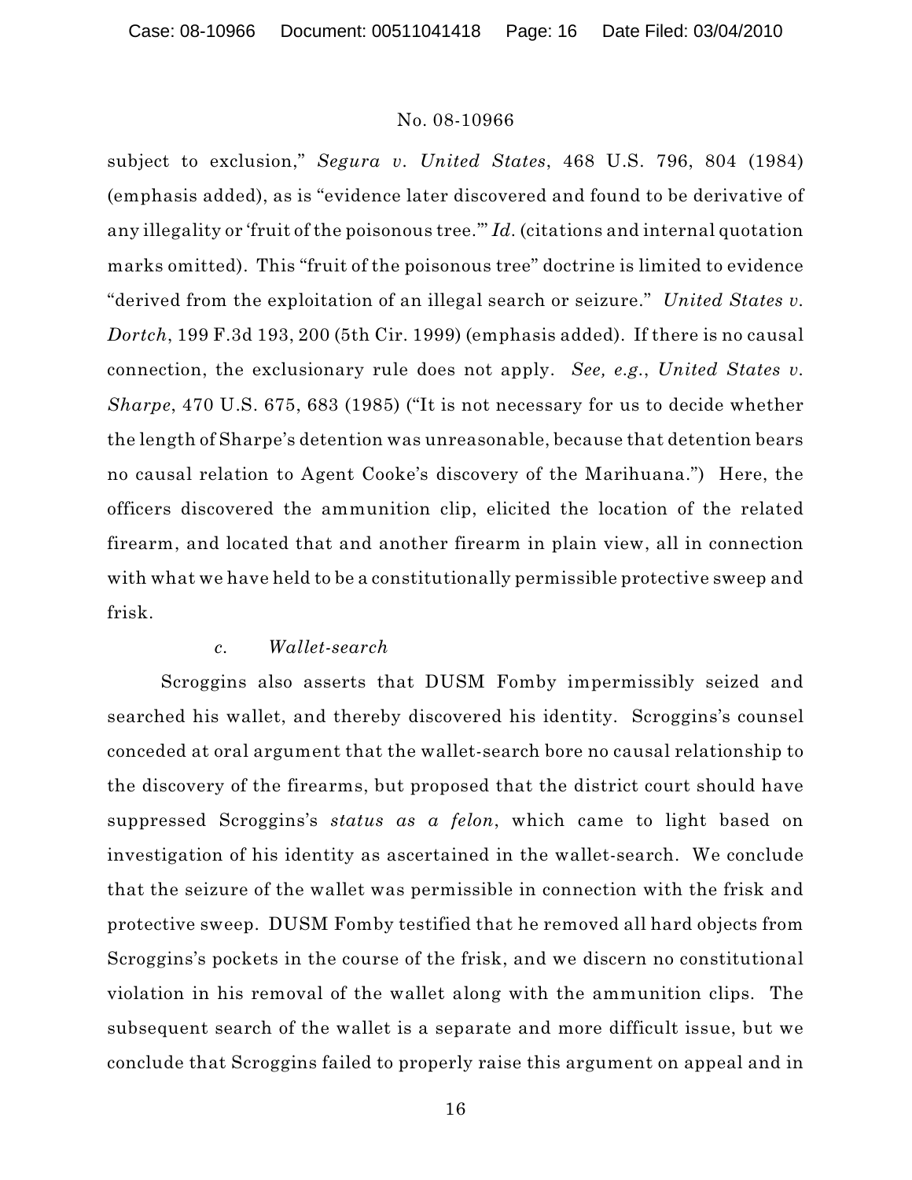subject to exclusion," *Segura v. United States*, 468 U.S. 796, 804 (1984) (emphasis added), as is "evidence later discovered and found to be derivative of any illegality or 'fruit of the poisonous tree.'" *Id*. (citations and internal quotation marks omitted). This "fruit of the poisonous tree" doctrine is limited to evidence "derived from the exploitation of an illegal search or seizure." *United States v. Dortch*, 199 F.3d 193, 200 (5th Cir. 1999) (emphasis added). If there is no causal connection, the exclusionary rule does not apply. *See, e.g.*, *United States v. Sharpe*, 470 U.S. 675, 683 (1985) ("It is not necessary for us to decide whether the length of Sharpe's detention was unreasonable, because that detention bears no causal relation to Agent Cooke's discovery of the Marihuana.") Here, the officers discovered the ammunition clip, elicited the location of the related firearm, and located that and another firearm in plain view, all in connection with what we have held to be a constitutionally permissible protective sweep and frisk.

*c. Wallet-search*

Scroggins also asserts that DUSM Fomby impermissibly seized and searched his wallet, and thereby discovered his identity. Scroggins's counsel conceded at oral argument that the wallet-search bore no causal relationship to the discovery of the firearms, but proposed that the district court should have suppressed Scroggins's *status as a felon*, which came to light based on investigation of his identity as ascertained in the wallet-search. We conclude that the seizure of the wallet was permissible in connection with the frisk and protective sweep. DUSM Fomby testified that he removed all hard objects from Scroggins's pockets in the course of the frisk, and we discern no constitutional violation in his removal of the wallet along with the ammunition clips. The subsequent search of the wallet is a separate and more difficult issue, but we conclude that Scroggins failed to properly raise this argument on appeal and in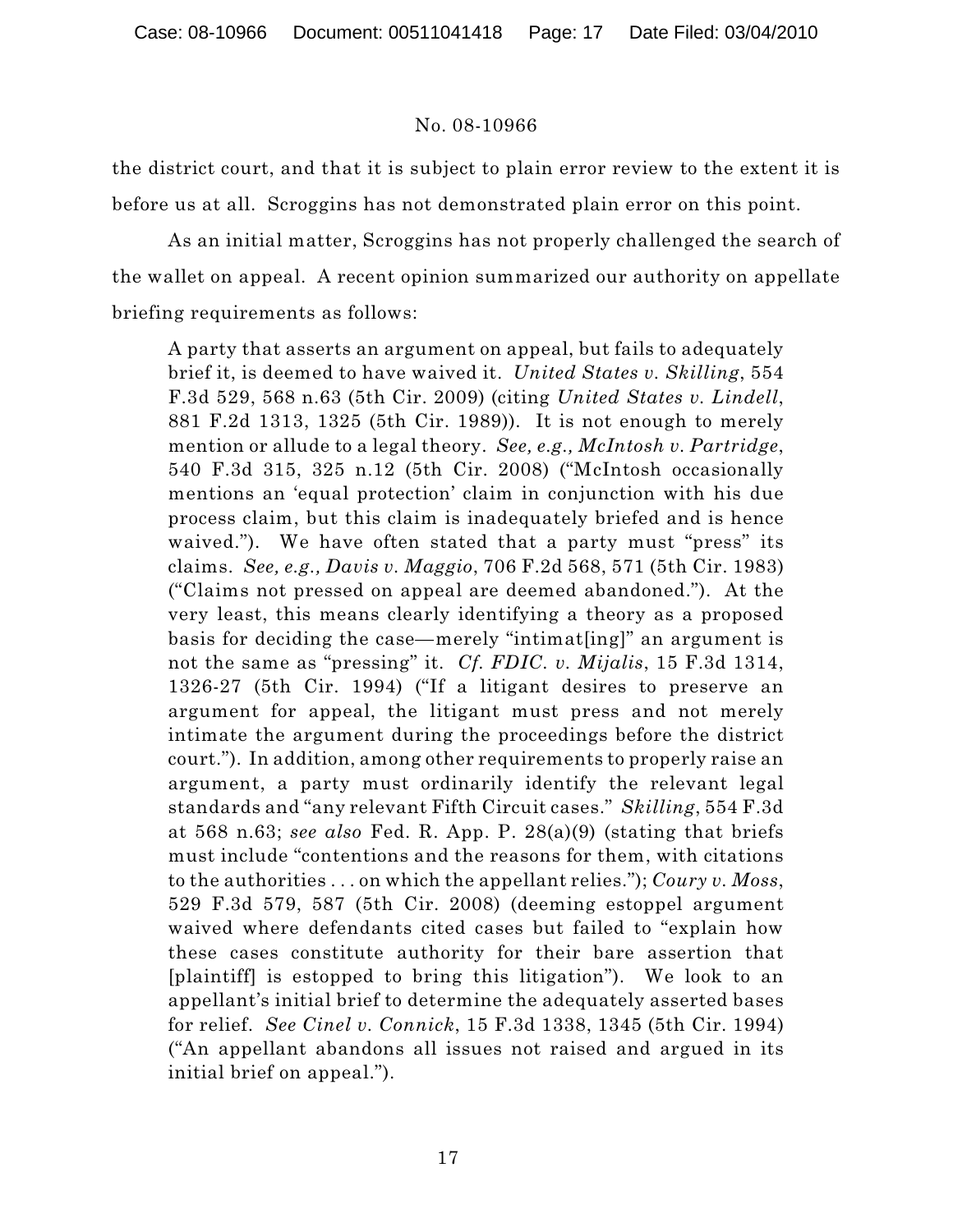the district court, and that it is subject to plain error review to the extent it is before us at all. Scroggins has not demonstrated plain error on this point.

As an initial matter, Scroggins has not properly challenged the search of the wallet on appeal. A recent opinion summarized our authority on appellate briefing requirements as follows:

> A party that asserts an argument on appeal, but fails to adequately brief it, is deemed to have waived it. *United States v. Skilling*, 554 F.3d 529, 568 n.63 (5th Cir. 2009) (citing *United States v. Lindell*, 881 F.2d 1313, 1325 (5th Cir. 1989)). It is not enough to merely mention or allude to a legal theory. *See, e.g., McIntosh v. Partridge*, 540 F.3d 315, 325 n.12 (5th Cir. 2008) ("McIntosh occasionally mentions an 'equal protection' claim in conjunction with his due process claim, but this claim is inadequately briefed and is hence waived."). We have often stated that a party must "press" its claims. *See, e.g., Davis v. Maggio*, 706 F.2d 568, 571 (5th Cir. 1983) ("Claims not pressed on appeal are deemed abandoned."). At the very least, this means clearly identifying a theory as a proposed basis for deciding the case—merely "intimat[ing]" an argument is not the same as "pressing" it. *Cf. FDIC. v. Mijalis*, 15 F.3d 1314, 1326-27 (5th Cir. 1994) ("If a litigant desires to preserve an argument for appeal, the litigant must press and not merely intimate the argument during the proceedings before the district court."). In addition, among other requirements to properly raise an argument, a party must ordinarily identify the relevant legal standards and "any relevant Fifth Circuit cases." *Skilling*, 554 F.3d at 568 n.63; *see also* Fed. R. App. P. 28(a)(9) (stating that briefs must include "contentions and the reasons for them, with citations to the authorities . . . on which the appellant relies."); *Coury v. Moss*, 529 F.3d 579, 587 (5th Cir. 2008) (deeming estoppel argument waived where defendants cited cases but failed to "explain how these cases constitute authority for their bare assertion that [plaintiff] is estopped to bring this litigation"). We look to an appellant's initial brief to determine the adequately asserted bases for relief. *See Cinel v. Connick*, 15 F.3d 1338, 1345 (5th Cir. 1994) ("An appellant abandons all issues not raised and argued in its initial brief on appeal.").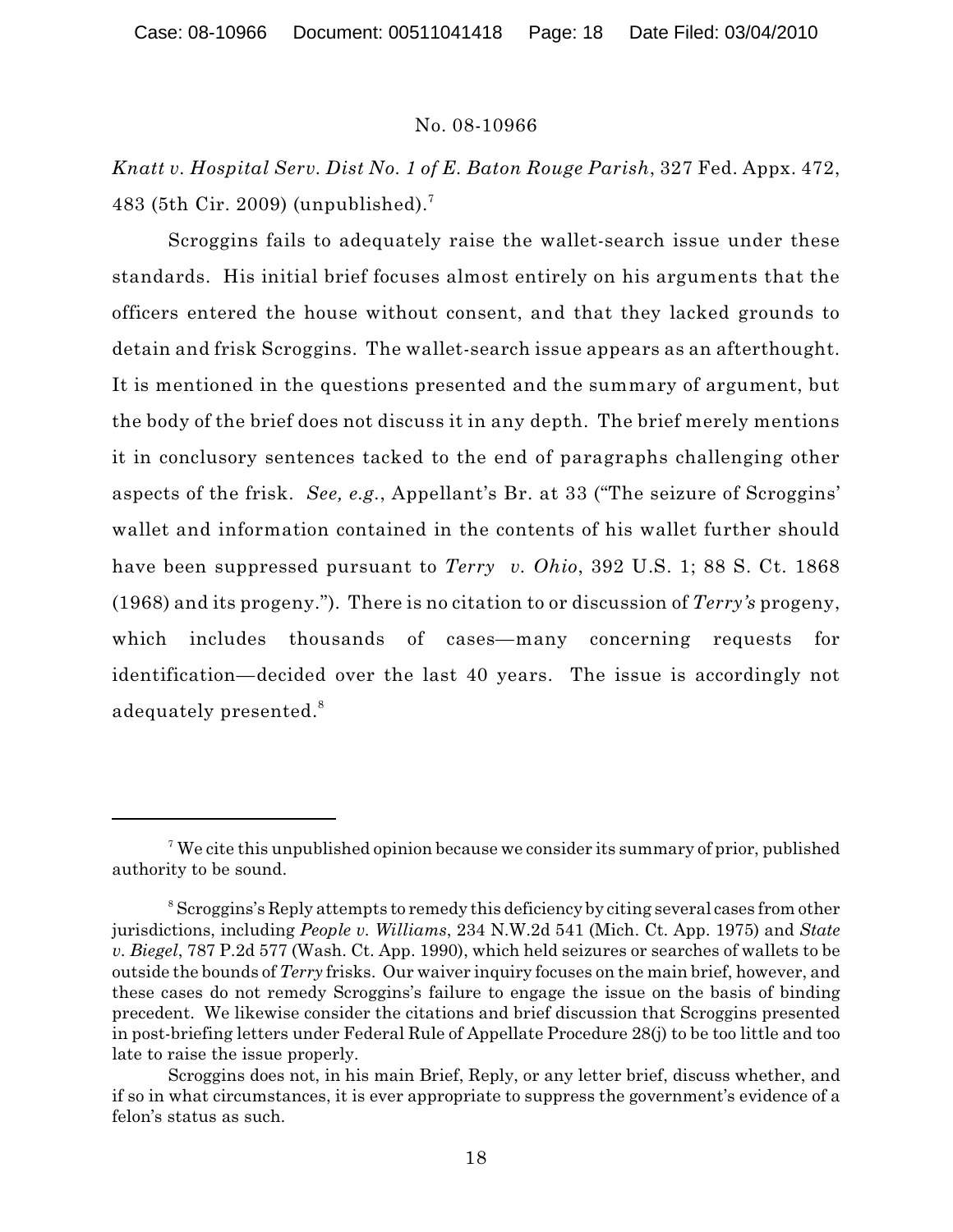*Knatt v. Hospital Serv. Dist No. 1 of E. Baton Rouge Parish*, 327 Fed. Appx. 472, 483 (5th Cir. 2009) (unpublished).[7]

Scroggins fails to adequately raise the wallet-search issue under these standards. His initial brief focuses almost entirely on his arguments that the officers entered the house without consent, and that they lacked grounds to detain and frisk Scroggins. The wallet-search issue appears as an afterthought. It is mentioned in the questions presented and the summary of argument, but the body of the brief does not discuss it in any depth. The brief merely mentions it in conclusory sentences tacked to the end of paragraphs challenging other aspects of the frisk. *See, e.g.*, Appellant's Br. at 33 ("The seizure of Scroggins' wallet and information contained in the contents of his wallet further should have been suppressed pursuant to *Terry v. Ohio*, 392 U.S. 1; 88 S. Ct. 1868 (1968) and its progeny."). There is no citation to or discussion of *Terry's* progeny, which includes thousands of cases—many concerning requests for identification—decided over the last 40 years. The issue is accordingly not adequately presented.[8]

---

[7] We cite this unpublished opinion because we consider its summary of prior, published authority to be sound.

[8] Scroggins's Reply attempts to remedy this deficiency by citing several cases from other jurisdictions, including *People v. Williams*, 234 N.W.2d 541 (Mich. Ct. App. 1975) and *State v. Biegel*, 787 P.2d 577 (Wash. Ct. App. 1990), which held seizures or searches of wallets to be outside the bounds of *Terry* frisks. Our waiver inquiry focuses on the main brief, however, and these cases do not remedy Scroggins's failure to engage the issue on the basis of binding precedent. We likewise consider the citations and brief discussion that Scroggins presented in post-briefing letters under Federal Rule of Appellate Procedure 28(j) to be too little and too late to raise the issue properly.

Scroggins does not, in his main Brief, Reply, or any letter brief, discuss whether, and if so in what circumstances, it is ever appropriate to suppress the government's evidence of a felon's status as such.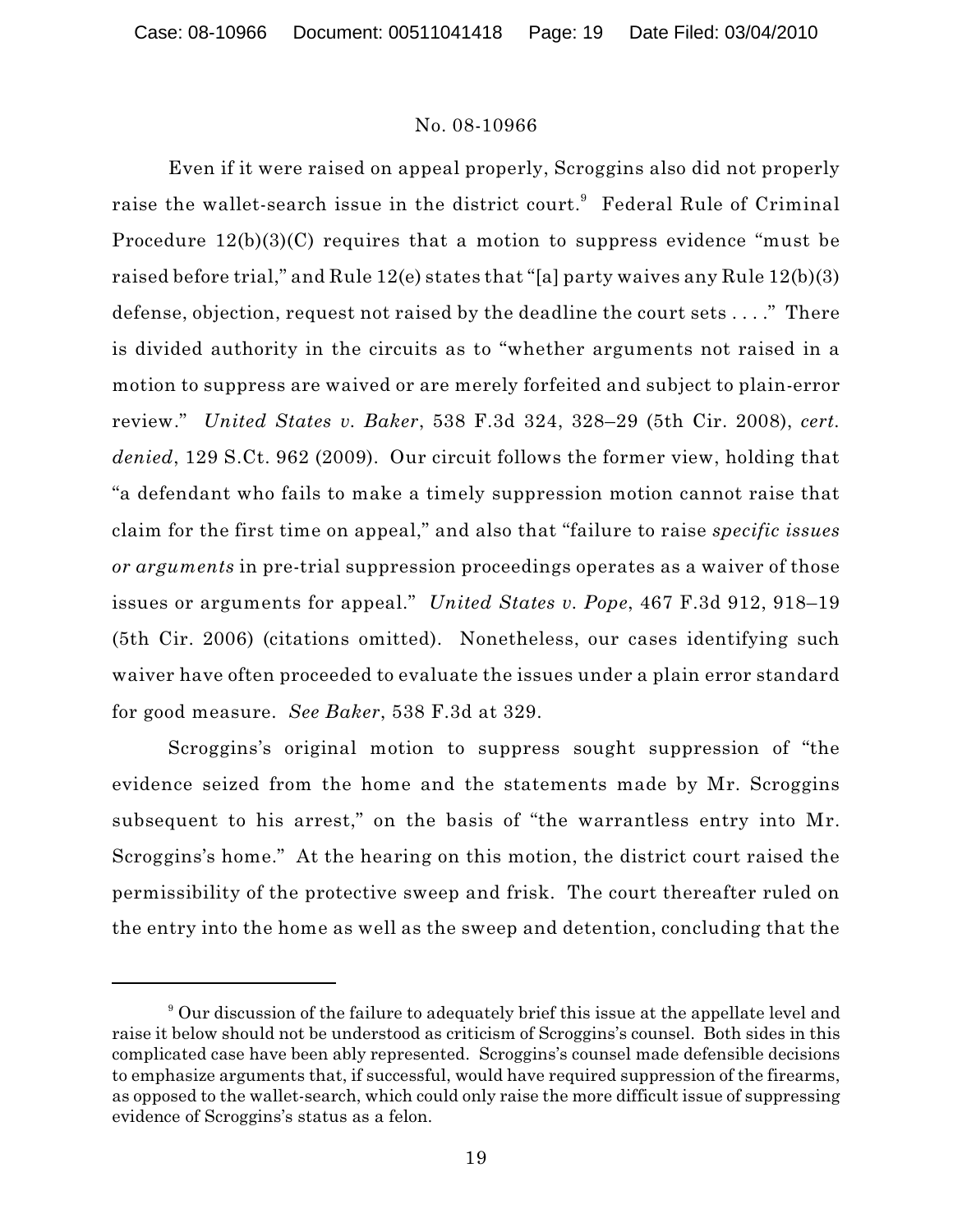Even if it were raised on appeal properly, Scroggins also did not properly raise the wallet-search issue in the district court.[9] Federal Rule of Criminal Procedure 12(b)(3)(C) requires that a motion to suppress evidence "must be raised before trial," and Rule 12(e) states that "[a] party waives any Rule 12(b)(3) defense, objection, request not raised by the deadline the court sets . . . ." There is divided authority in the circuits as to "whether arguments not raised in a motion to suppress are waived or are merely forfeited and subject to plain-error review." *United States v. Baker*, 538 F.3d 324, 328–29 (5th Cir. 2008), *cert. denied*, 129 S.Ct. 962 (2009). Our circuit follows the former view, holding that "a defendant who fails to make a timely suppression motion cannot raise that claim for the first time on appeal," and also that "failure to raise *specific issues or arguments* in pre-trial suppression proceedings operates as a waiver of those issues or arguments for appeal." *United States v. Pope*, 467 F.3d 912, 918–19 (5th Cir. 2006) (citations omitted). Nonetheless, our cases identifying such waiver have often proceeded to evaluate the issues under a plain error standard for good measure. *See Baker*, 538 F.3d at 329.

Scroggins's original motion to suppress sought suppression of "the evidence seized from the home and the statements made by Mr. Scroggins subsequent to his arrest," on the basis of "the warrantless entry into Mr. Scroggins's home." At the hearing on this motion, the district court raised the permissibility of the protective sweep and frisk. The court thereafter ruled on the entry into the home as well as the sweep and detention, concluding that the

---

[9] Our discussion of the failure to adequately brief this issue at the appellate level and raise it below should not be understood as criticism of Scroggins's counsel. Both sides in this complicated case have been ably represented. Scroggins's counsel made defensible decisions to emphasize arguments that, if successful, would have required suppression of the firearms, as opposed to the wallet-search, which could only raise the more difficult issue of suppressing evidence of Scroggins's status as a felon.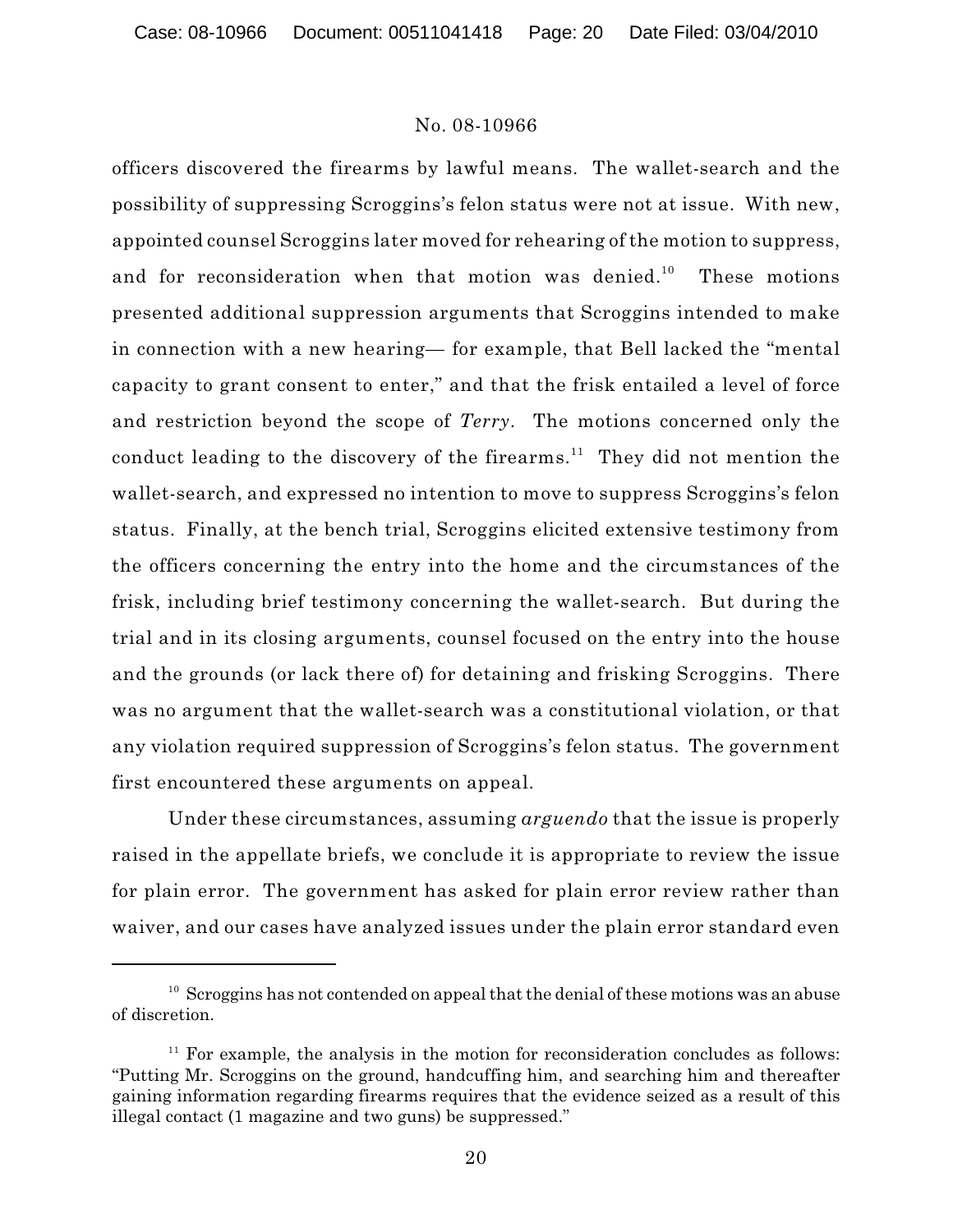officers discovered the firearms by lawful means. The wallet-search and the possibility of suppressing Scroggins's felon status were not at issue. With new, appointed counsel Scroggins later moved for rehearing of the motion to suppress, and for reconsideration when that motion was denied.[10] These motions presented additional suppression arguments that Scroggins intended to make in connection with a new hearing— for example, that Bell lacked the "mental capacity to grant consent to enter," and that the frisk entailed a level of force and restriction beyond the scope of *Terry*. The motions concerned only the conduct leading to the discovery of the firearms.[11] They did not mention the wallet-search, and expressed no intention to move to suppress Scroggins's felon status. Finally, at the bench trial, Scroggins elicited extensive testimony from the officers concerning the entry into the home and the circumstances of the frisk, including brief testimony concerning the wallet-search. But during the trial and in its closing arguments, counsel focused on the entry into the house and the grounds (or lack there of) for detaining and frisking Scroggins. There was no argument that the wallet-search was a constitutional violation, or that any violation required suppression of Scroggins's felon status. The government first encountered these arguments on appeal.

Under these circumstances, assuming *arguendo* that the issue is properly raised in the appellate briefs, we conclude it is appropriate to review the issue for plain error. The government has asked for plain error review rather than waiver, and our cases have analyzed issues under the plain error standard even

---

[10] Scroggins has not contended on appeal that the denial of these motions was an abuse of discretion.

[11] For example, the analysis in the motion for reconsideration concludes as follows: "Putting Mr. Scroggins on the ground, handcuffing him, and searching him and thereafter gaining information regarding firearms requires that the evidence seized as a result of this illegal contact (1 magazine and two guns) be suppressed."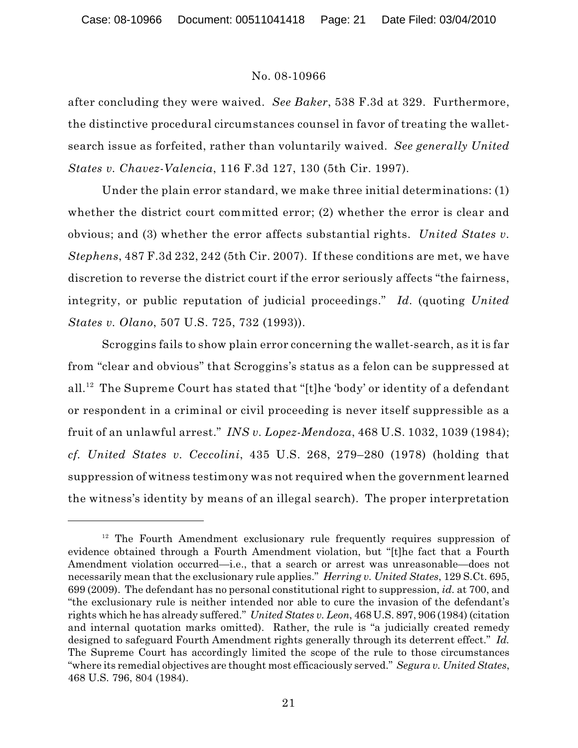after concluding they were waived. *See Baker*, 538 F.3d at 329. Furthermore, the distinctive procedural circumstances counsel in favor of treating the wallet-search issue as forfeited, rather than voluntarily waived. *See generally United States v. Chavez-Valencia*, 116 F.3d 127, 130 (5th Cir. 1997).

Under the plain error standard, we make three initial determinations: (1) whether the district court committed error; (2) whether the error is clear and obvious; and (3) whether the error affects substantial rights. *United States v. Stephens*, 487 F.3d 232, 242 (5th Cir. 2007). If these conditions are met, we have discretion to reverse the district court if the error seriously affects "the fairness, integrity, or public reputation of judicial proceedings." *Id.* (quoting *United States v. Olano*, 507 U.S. 725, 732 (1993)).

Scroggins fails to show plain error concerning the wallet-search, as it is far from "clear and obvious" that Scroggins's status as a felon can be suppressed at all.[12] The Supreme Court has stated that "[t]he 'body' or identity of a defendant or respondent in a criminal or civil proceeding is never itself suppressible as a fruit of an unlawful arrest." *INS v. Lopez-Mendoza*, 468 U.S. 1032, 1039 (1984); *cf. United States v. Ceccolini*, 435 U.S. 268, 279–280 (1978) (holding that suppression of witness testimony was not required when the government learned the witness's identity by means of an illegal search). The proper interpretation

---

[12] The Fourth Amendment exclusionary rule frequently requires suppression of evidence obtained through a Fourth Amendment violation, but "[t]he fact that a Fourth Amendment violation occurred—i.e., that a search or arrest was unreasonable—does not necessarily mean that the exclusionary rule applies." *Herring v. United States*, 129 S.Ct. 695, 699 (2009). The defendant has no personal constitutional right to suppression, *id.* at 700, and "the exclusionary rule is neither intended nor able to cure the invasion of the defendant's rights which he has already suffered." *United States v. Leon*, 468 U.S. 897, 906 (1984) (citation and internal quotation marks omitted). Rather, the rule is "a judicially created remedy designed to safeguard Fourth Amendment rights generally through its deterrent effect." *Id.* The Supreme Court has accordingly limited the scope of the rule to those circumstances "where its remedial objectives are thought most efficaciously served." *Segura v. United States*, 468 U.S. 796, 804 (1984).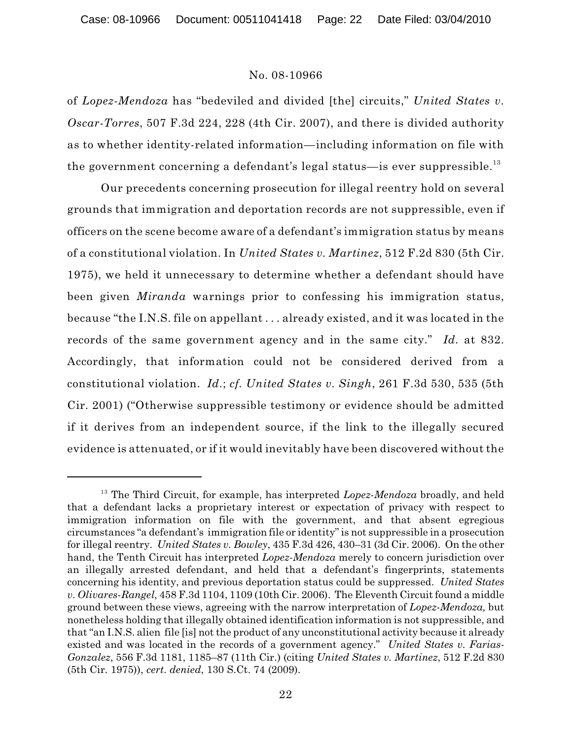of *Lopez-Mendoza* has "bedeviled and divided [the] circuits," *United States v. Oscar-Torres*, 507 F.3d 224, 228 (4th Cir. 2007), and there is divided authority as to whether identity-related information—including information on file with the government concerning a defendant's legal status—is ever suppressible.[13]

Our precedents concerning prosecution for illegal reentry hold on several grounds that immigration and deportation records are not suppressible, even if officers on the scene become aware of a defendant's immigration status by means of a constitutional violation. In *United States v. Martinez*, 512 F.2d 830 (5th Cir. 1975), we held it unnecessary to determine whether a defendant should have been given *Miranda* warnings prior to confessing his immigration status, because "the I.N.S. file on appellant . . . already existed, and it was located in the records of the same government agency and in the same city." *Id.* at 832. Accordingly, that information could not be considered derived from a constitutional violation. *Id.*; *cf. United States v. Singh*, 261 F.3d 530, 535 (5th Cir. 2001) ("Otherwise suppressible testimony or evidence should be admitted if it derives from an independent source, if the link to the illegally secured evidence is attenuated, or if it would inevitably have been discovered without the

---

[13] The Third Circuit, for example, has interpreted *Lopez-Mendoza* broadly, and held that a defendant lacks a proprietary interest or expectation of privacy with respect to immigration information on file with the government, and that absent egregious circumstances "a defendant's immigration file or identity" is not suppressible in a prosecution for illegal reentry. *United States v. Bowley*, 435 F.3d 426, 430–31 (3d Cir. 2006). On the other hand, the Tenth Circuit has interpreted *Lopez-Mendoza* merely to concern jurisdiction over an illegally arrested defendant, and held that a defendant's fingerprints, statements concerning his identity, and previous deportation status could be suppressed. *United States v. Olivares-Rangel*, 458 F.3d 1104, 1109 (10th Cir. 2006). The Eleventh Circuit found a middle ground between these views, agreeing with the narrow interpretation of *Lopez-Mendoza,* but nonetheless holding that illegally obtained identification information is not suppressible, and that "an I.N.S. alien file [is] not the product of any unconstitutional activity because it already existed and was located in the records of a government agency." *United States v. Farias-Gonzalez*, 556 F.3d 1181, 1185–87 (11th Cir.) (citing *United States v. Martinez*, 512 F.2d 830 (5th Cir. 1975)), *cert. denied*, 130 S.Ct. 74 (2009).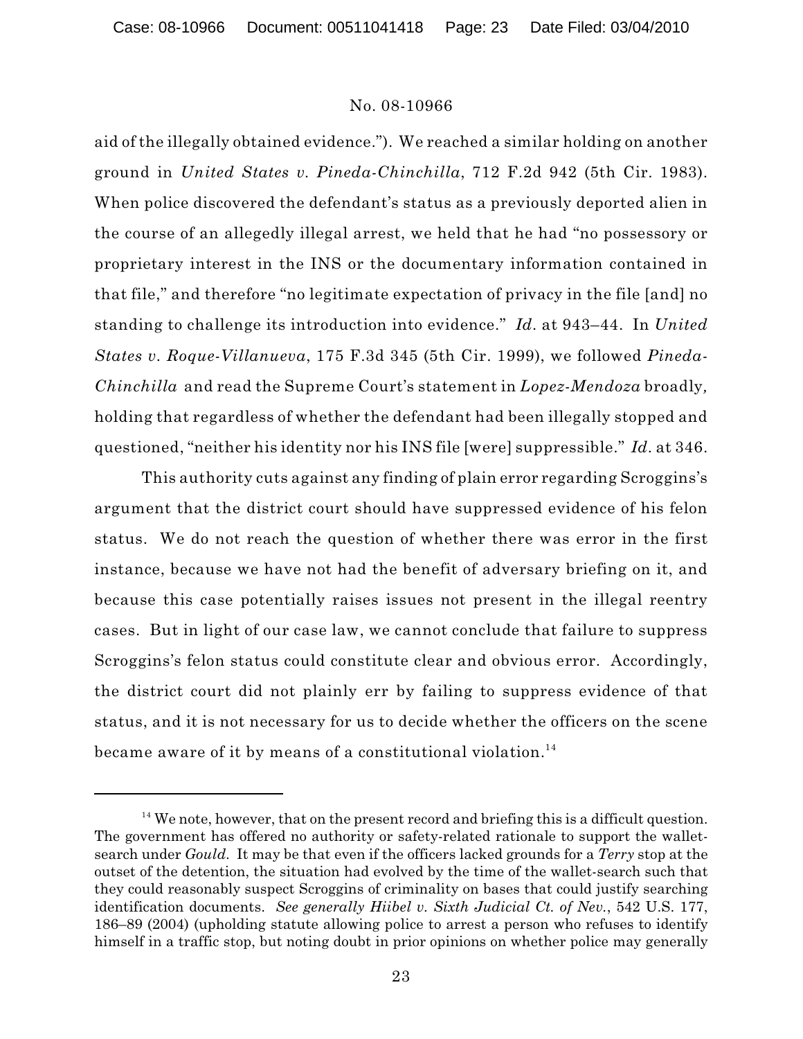aid of the illegally obtained evidence."). We reached a similar holding on another ground in *United States v. Pineda-Chinchilla*, 712 F.2d 942 (5th Cir. 1983). When police discovered the defendant's status as a previously deported alien in the course of an allegedly illegal arrest, we held that he had "no possessory or proprietary interest in the INS or the documentary information contained in that file," and therefore "no legitimate expectation of privacy in the file [and] no standing to challenge its introduction into evidence." *Id.* at 943–44. In *United States v. Roque-Villanueva*, 175 F.3d 345 (5th Cir. 1999), we followed *Pineda-Chinchilla* and read the Supreme Court's statement in *Lopez-Mendoza* broadly, holding that regardless of whether the defendant had been illegally stopped and questioned, "neither his identity nor his INS file [were] suppressible." *Id.* at 346.

This authority cuts against any finding of plain error regarding Scroggins's argument that the district court should have suppressed evidence of his felon status. We do not reach the question of whether there was error in the first instance, because we have not had the benefit of adversary briefing on it, and because this case potentially raises issues not present in the illegal reentry cases. But in light of our case law, we cannot conclude that failure to suppress Scroggins's felon status could constitute clear and obvious error. Accordingly, the district court did not plainly err by failing to suppress evidence of that status, and it is not necessary for us to decide whether the officers on the scene became aware of it by means of a constitutional violation.[14]

---

[14] We note, however, that on the present record and briefing this is a difficult question. The government has offered no authority or safety-related rationale to support the wallet-search under *Gould*. It may be that even if the officers lacked grounds for a *Terry* stop at the outset of the detention, the situation had evolved by the time of the wallet-search such that they could reasonably suspect Scroggins of criminality on bases that could justify searching identification documents. *See generally Hiibel v. Sixth Judicial Ct. of Nev.*, 542 U.S. 177, 186–89 (2004) (upholding statute allowing police to arrest a person who refuses to identify himself in a traffic stop, but noting doubt in prior opinions on whether police may generally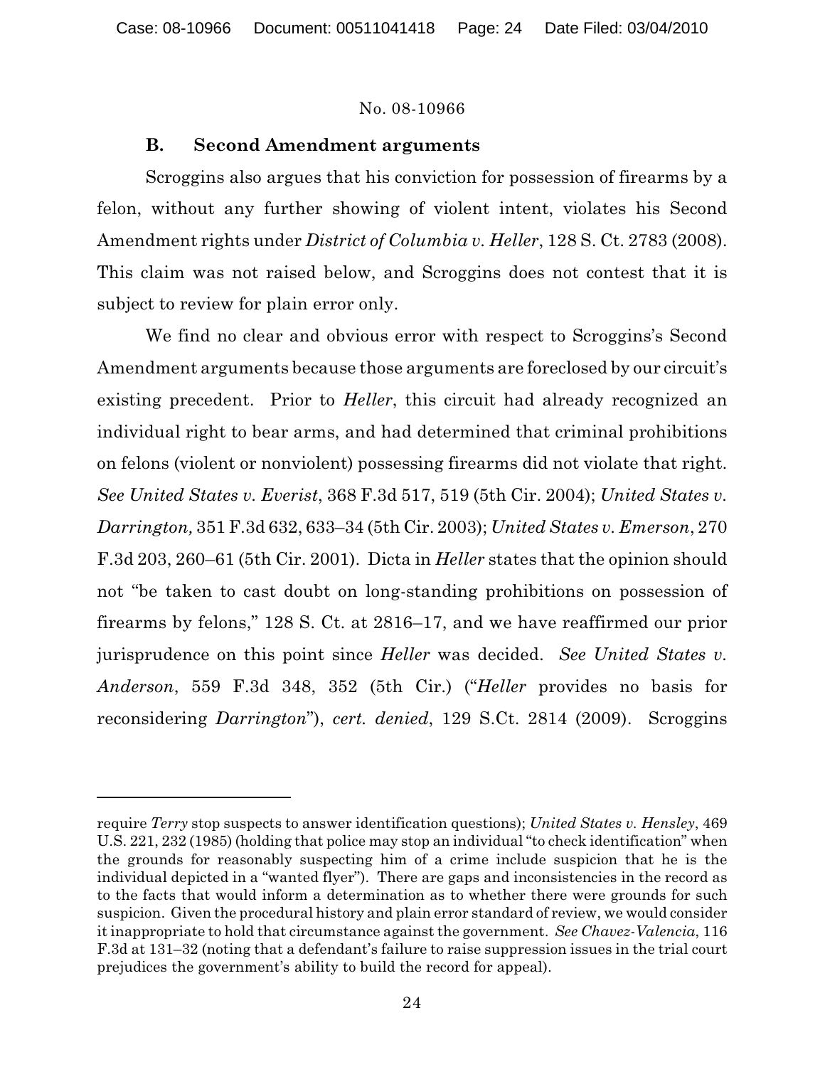### B. Second Amendment arguments

Scroggins also argues that his conviction for possession of firearms by a felon, without any further showing of violent intent, violates his Second Amendment rights under *District of Columbia v. Heller*, 128 S. Ct. 2783 (2008). This claim was not raised below, and Scroggins does not contest that it is subject to review for plain error only.

We find no clear and obvious error with respect to Scroggins's Second Amendment arguments because those arguments are foreclosed by our circuit's existing precedent. Prior to *Heller*, this circuit had already recognized an individual right to bear arms, and had determined that criminal prohibitions on felons (violent or nonviolent) possessing firearms did not violate that right. *See United States v. Everist*, 368 F.3d 517, 519 (5th Cir. 2004); *United States v. Darrington,* 351 F.3d 632, 633–34 (5th Cir. 2003); *United States v. Emerson*, 270 F.3d 203, 260–61 (5th Cir. 2001). Dicta in *Heller* states that the opinion should not "be taken to cast doubt on long-standing prohibitions on possession of firearms by felons," 128 S. Ct. at 2816–17, and we have reaffirmed our prior jurisprudence on this point since *Heller* was decided. *See United States v. Anderson*, 559 F.3d 348, 352 (5th Cir.) ("*Heller* provides no basis for reconsidering *Darrington*"), *cert. denied*, 129 S.Ct. 2814 (2009). Scroggins

---

require *Terry* stop suspects to answer identification questions); *United States v. Hensley*, 469 U.S. 221, 232 (1985) (holding that police may stop an individual "to check identification" when the grounds for reasonably suspecting him of a crime include suspicion that he is the individual depicted in a "wanted flyer"). There are gaps and inconsistencies in the record as to the facts that would inform a determination as to whether there were grounds for such suspicion. Given the procedural history and plain error standard of review, we would consider it inappropriate to hold that circumstance against the government. *See Chavez-Valencia*, 116 F.3d at 131–32 (noting that a defendant's failure to raise suppression issues in the trial court prejudices the government's ability to build the record for appeal).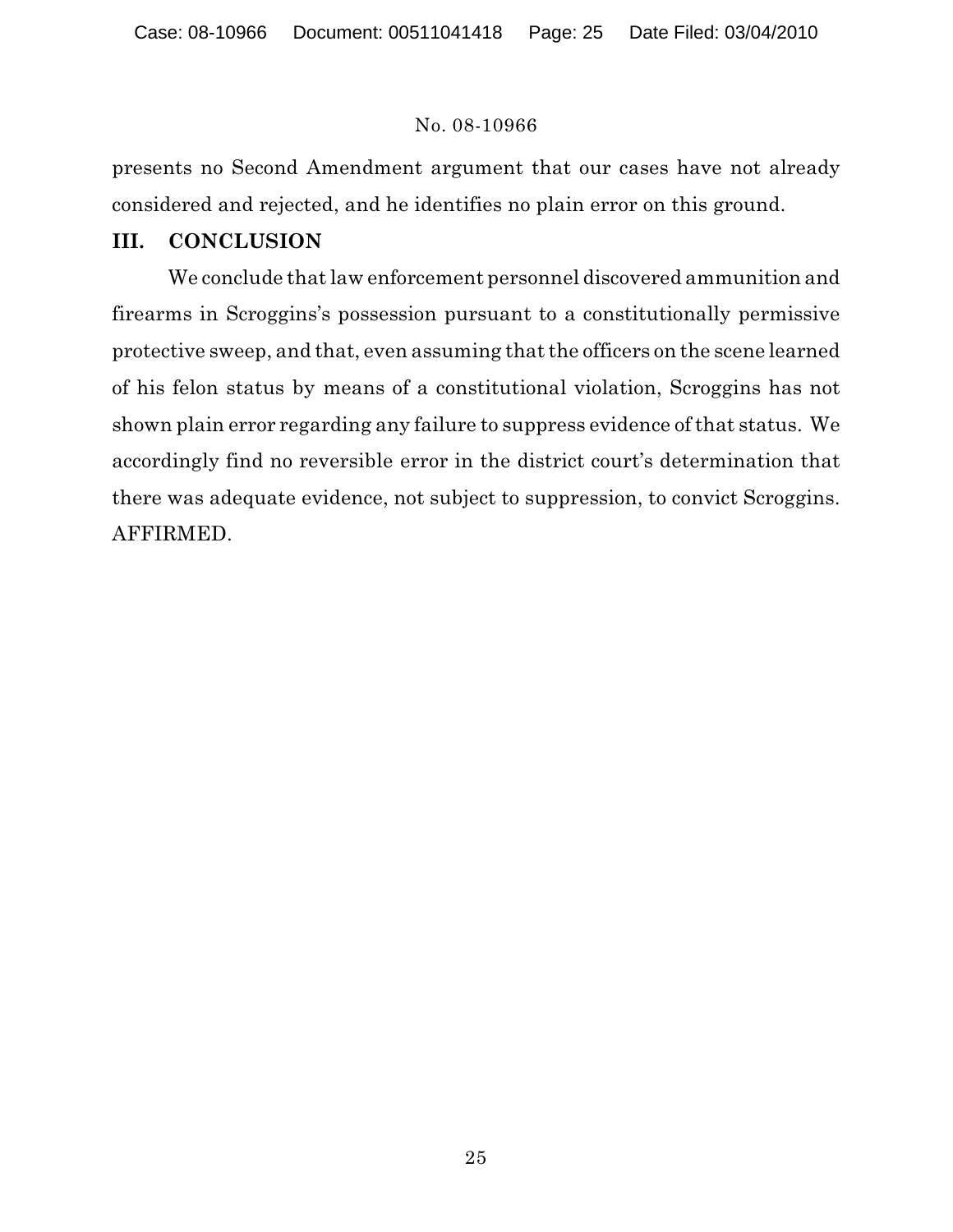presents no Second Amendment argument that our cases have not already considered and rejected, and he identifies no plain error on this ground.

## III. CONCLUSION

We conclude that law enforcement personnel discovered ammunition and firearms in Scroggins's possession pursuant to a constitutionally permissive protective sweep, and that, even assuming that the officers on the scene learned of his felon status by means of a constitutional violation, Scroggins has not shown plain error regarding any failure to suppress evidence of that status. We accordingly find no reversible error in the district court's determination that there was adequate evidence, not subject to suppression, to convict Scroggins. AFFIRMED.